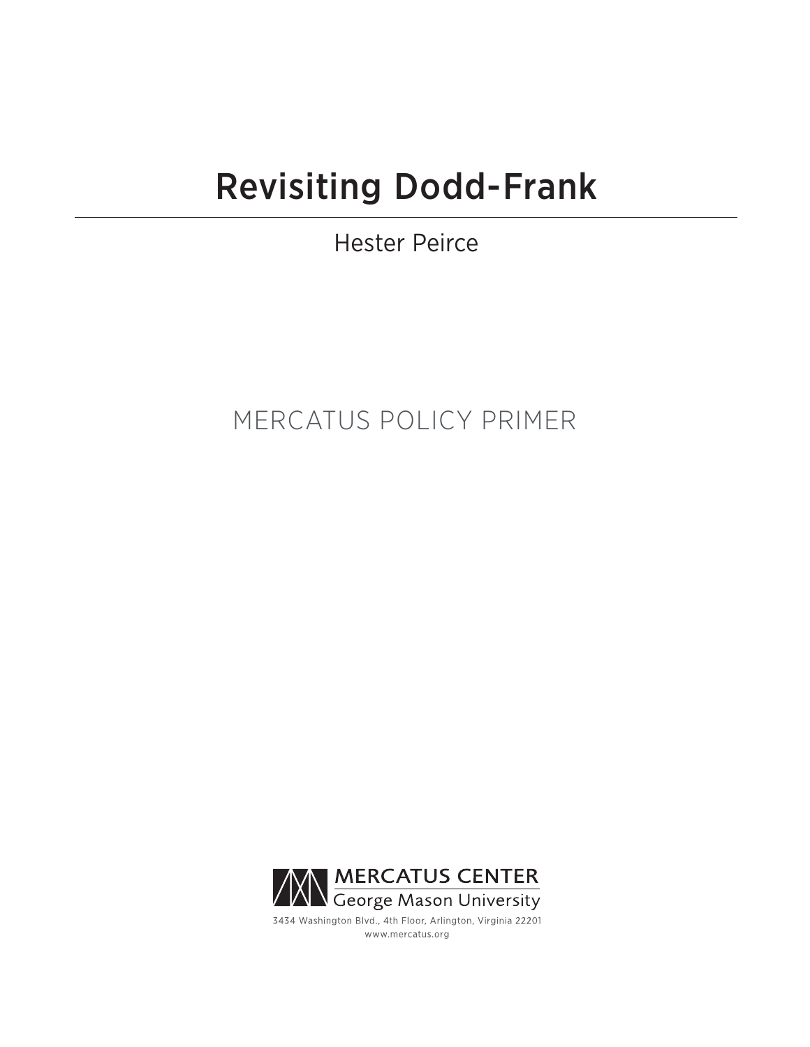# Revisiting Dodd-Frank

Hester Peirce

MERCATUS POLICY PRIMER

MERCATUS CENTER
George Mason University

3434 Washington Blvd., 4th Floor, Arlington, Virginia 22201
www.mercatus.org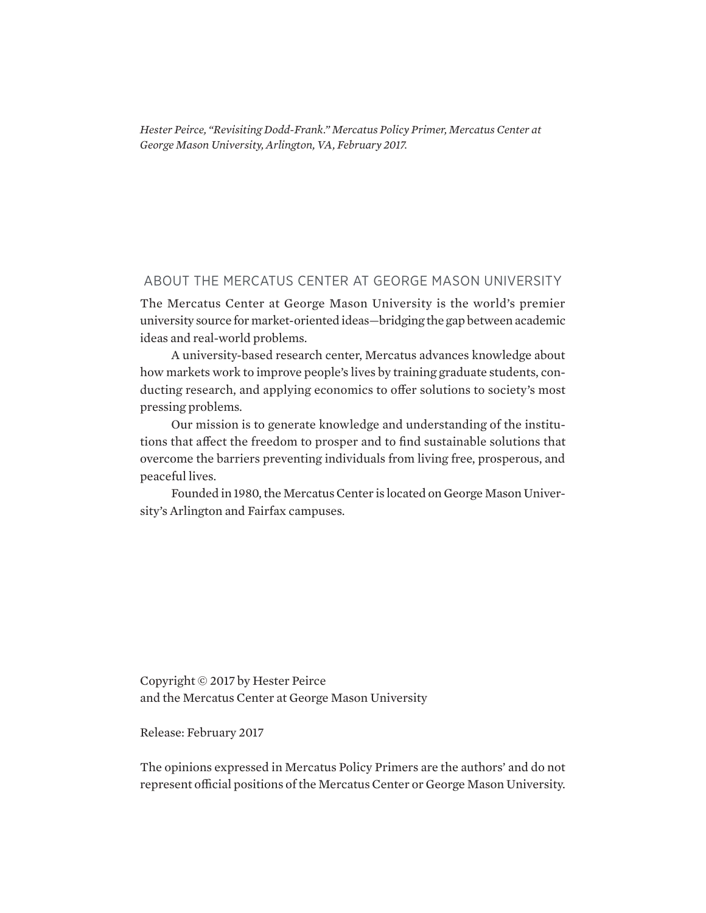*Hester Peirce, "Revisiting Dodd-Frank." Mercatus Policy Primer, Mercatus Center at George Mason University, Arlington, VA, February 2017.*

## ABOUT THE MERCATUS CENTER AT GEORGE MASON UNIVERSITY

The Mercatus Center at George Mason University is the world's premier university source for market-oriented ideas—bridging the gap between academic ideas and real-world problems.

A university-based research center, Mercatus advances knowledge about how markets work to improve people's lives by training graduate students, conducting research, and applying economics to offer solutions to society's most pressing problems.

Our mission is to generate knowledge and understanding of the institutions that affect the freedom to prosper and to find sustainable solutions that overcome the barriers preventing individuals from living free, prosperous, and peaceful lives.

Founded in 1980, the Mercatus Center is located on George Mason University's Arlington and Fairfax campuses.

Copyright © 2017 by Hester Peirce
and the Mercatus Center at George Mason University

Release: February 2017

The opinions expressed in Mercatus Policy Primers are the authors' and do not represent official positions of the Mercatus Center or George Mason University.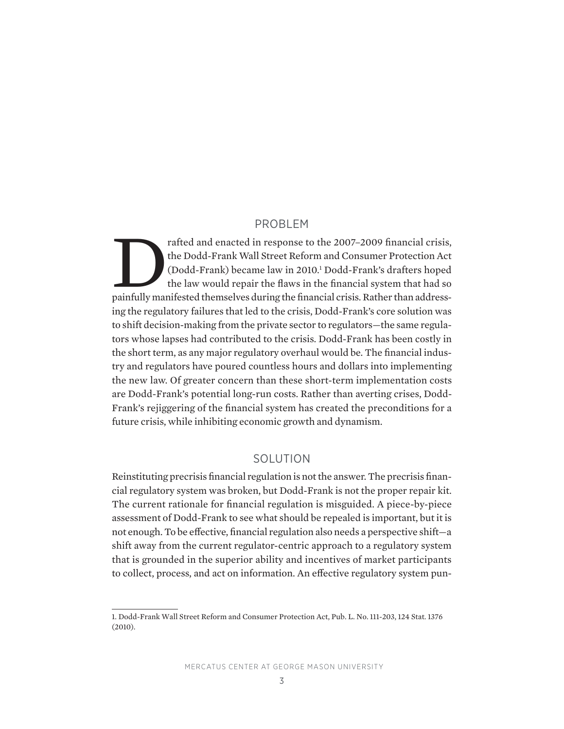## PROBLEM

Drafted and enacted in response to the 2007–2009 financial crisis, the Dodd-Frank Wall Street Reform and Consumer Protection Act (Dodd-Frank) became law in 2010.[1] Dodd-Frank's drafters hoped the law would repair the flaws in the financial system that had so painfully manifested themselves during the financial crisis. Rather than addressing the regulatory failures that led to the crisis, Dodd-Frank's core solution was to shift decision-making from the private sector to regulators—the same regulators whose lapses had contributed to the crisis. Dodd-Frank has been costly in the short term, as any major regulatory overhaul would be. The financial industry and regulators have poured countless hours and dollars into implementing the new law. Of greater concern than these short-term implementation costs are Dodd-Frank's potential long-run costs. Rather than averting crises, Dodd-Frank's rejiggering of the financial system has created the preconditions for a future crisis, while inhibiting economic growth and dynamism.

## SOLUTION

Reinstituting precrisis financial regulation is not the answer. The precrisis financial regulatory system was broken, but Dodd-Frank is not the proper repair kit. The current rationale for financial regulation is misguided. A piece-by-piece assessment of Dodd-Frank to see what should be repealed is important, but it is not enough. To be effective, financial regulation also needs a perspective shift—a shift away from the current regulator-centric approach to a regulatory system that is grounded in the superior ability and incentives of market participants to collect, process, and act on information. An effective regulatory system pun-

1. Dodd-Frank Wall Street Reform and Consumer Protection Act, Pub. L. No. 111-203, 124 Stat. 1376 (2010).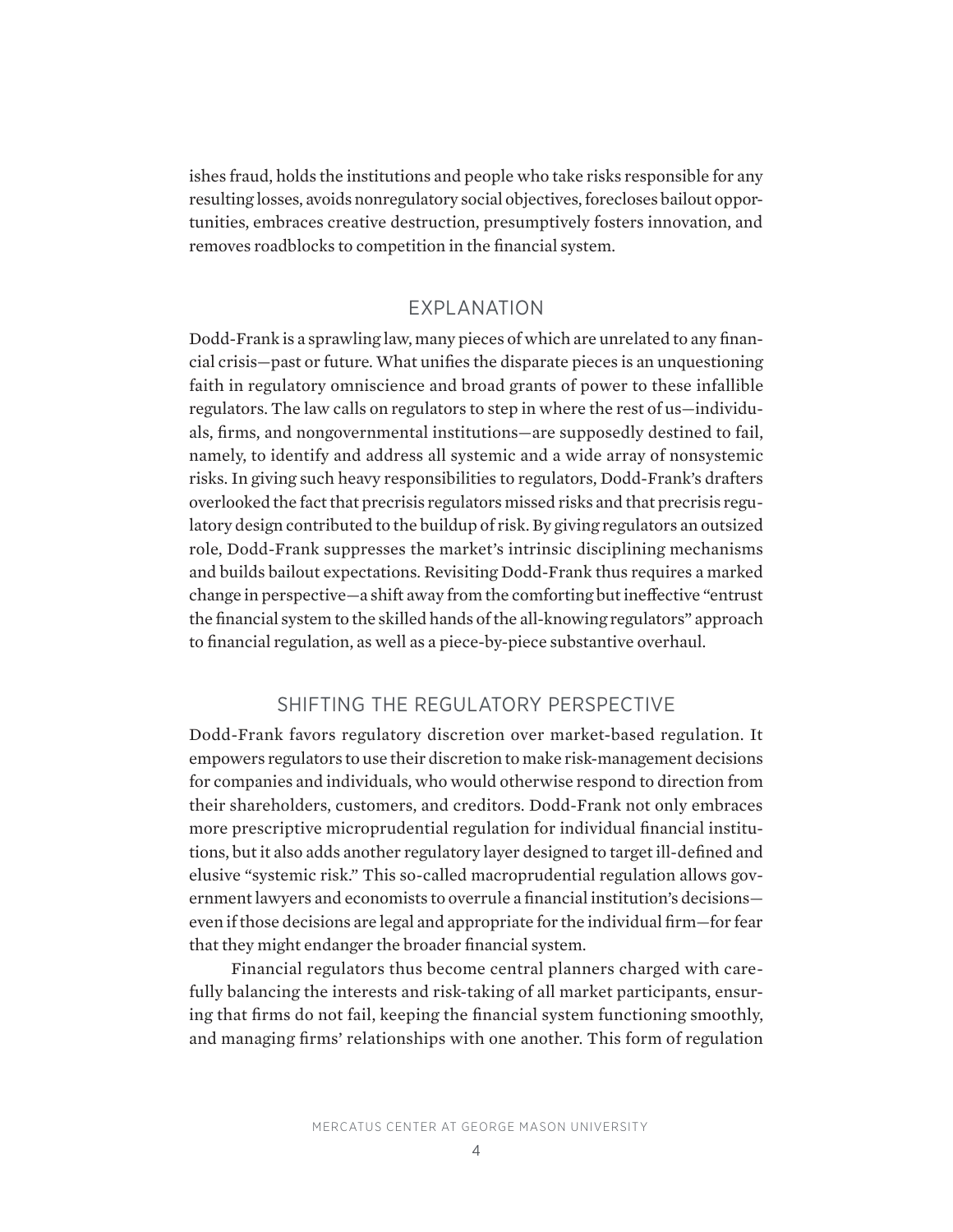ishes fraud, holds the institutions and people who take risks responsible for any resulting losses, avoids nonregulatory social objectives, forecloses bailout opportunities, embraces creative destruction, presumptively fosters innovation, and removes roadblocks to competition in the financial system.

## EXPLANATION

Dodd-Frank is a sprawling law, many pieces of which are unrelated to any financial crisis—past or future. What unifies the disparate pieces is an unquestioning faith in regulatory omniscience and broad grants of power to these infallible regulators. The law calls on regulators to step in where the rest of us—individuals, firms, and nongovernmental institutions—are supposedly destined to fail, namely, to identify and address all systemic and a wide array of nonsystemic risks. In giving such heavy responsibilities to regulators, Dodd-Frank's drafters overlooked the fact that precrisis regulators missed risks and that precrisis regulatory design contributed to the buildup of risk. By giving regulators an outsized role, Dodd-Frank suppresses the market's intrinsic disciplining mechanisms and builds bailout expectations. Revisiting Dodd-Frank thus requires a marked change in perspective—a shift away from the comforting but ineffective "entrust the financial system to the skilled hands of the all-knowing regulators" approach to financial regulation, as well as a piece-by-piece substantive overhaul.

## SHIFTING THE REGULATORY PERSPECTIVE

Dodd-Frank favors regulatory discretion over market-based regulation. It empowers regulators to use their discretion to make risk-management decisions for companies and individuals, who would otherwise respond to direction from their shareholders, customers, and creditors. Dodd-Frank not only embraces more prescriptive microprudential regulation for individual financial institutions, but it also adds another regulatory layer designed to target ill-defined and elusive "systemic risk." This so-called macroprudential regulation allows government lawyers and economists to overrule a financial institution's decisions—even if those decisions are legal and appropriate for the individual firm—for fear that they might endanger the broader financial system.

Financial regulators thus become central planners charged with carefully balancing the interests and risk-taking of all market participants, ensuring that firms do not fail, keeping the financial system functioning smoothly, and managing firms' relationships with one another. This form of regulation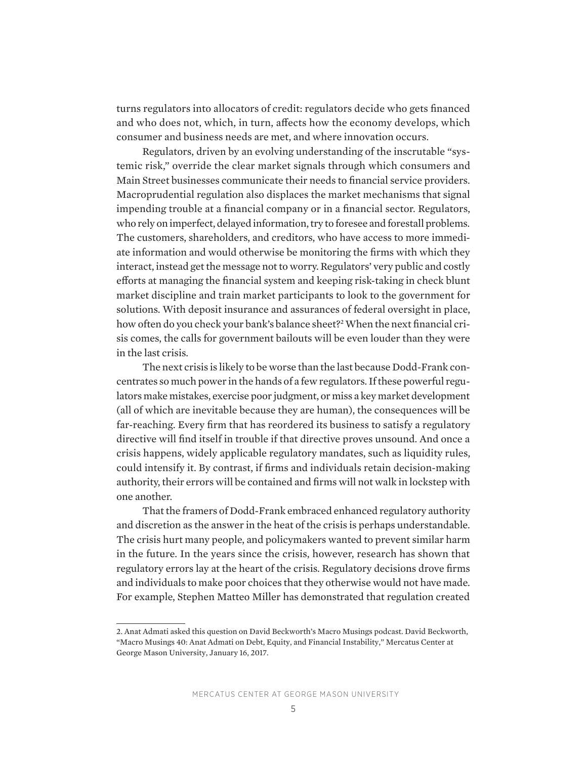turns regulators into allocators of credit: regulators decide who gets financed and who does not, which, in turn, affects how the economy develops, which consumer and business needs are met, and where innovation occurs.

Regulators, driven by an evolving understanding of the inscrutable "systemic risk," override the clear market signals through which consumers and Main Street businesses communicate their needs to financial service providers. Macroprudential regulation also displaces the market mechanisms that signal impending trouble at a financial company or in a financial sector. Regulators, who rely on imperfect, delayed information, try to foresee and forestall problems. The customers, shareholders, and creditors, who have access to more immediate information and would otherwise be monitoring the firms with which they interact, instead get the message not to worry. Regulators' very public and costly efforts at managing the financial system and keeping risk-taking in check blunt market discipline and train market participants to look to the government for solutions. With deposit insurance and assurances of federal oversight in place, how often do you check your bank's balance sheet?[2] When the next financial crisis comes, the calls for government bailouts will be even louder than they were in the last crisis.

The next crisis is likely to be worse than the last because Dodd-Frank concentrates so much power in the hands of a few regulators. If these powerful regulators make mistakes, exercise poor judgment, or miss a key market development (all of which are inevitable because they are human), the consequences will be far-reaching. Every firm that has reordered its business to satisfy a regulatory directive will find itself in trouble if that directive proves unsound. And once a crisis happens, widely applicable regulatory mandates, such as liquidity rules, could intensify it. By contrast, if firms and individuals retain decision-making authority, their errors will be contained and firms will not walk in lockstep with one another.

That the framers of Dodd-Frank embraced enhanced regulatory authority and discretion as the answer in the heat of the crisis is perhaps understandable. The crisis hurt many people, and policymakers wanted to prevent similar harm in the future. In the years since the crisis, however, research has shown that regulatory errors lay at the heart of the crisis. Regulatory decisions drove firms and individuals to make poor choices that they otherwise would not have made. For example, Stephen Matteo Miller has demonstrated that regulation created

---

2. Anat Admati asked this question on David Beckworth's Macro Musings podcast. David Beckworth, "Macro Musings 40: Anat Admati on Debt, Equity, and Financial Instability," Mercatus Center at George Mason University, January 16, 2017.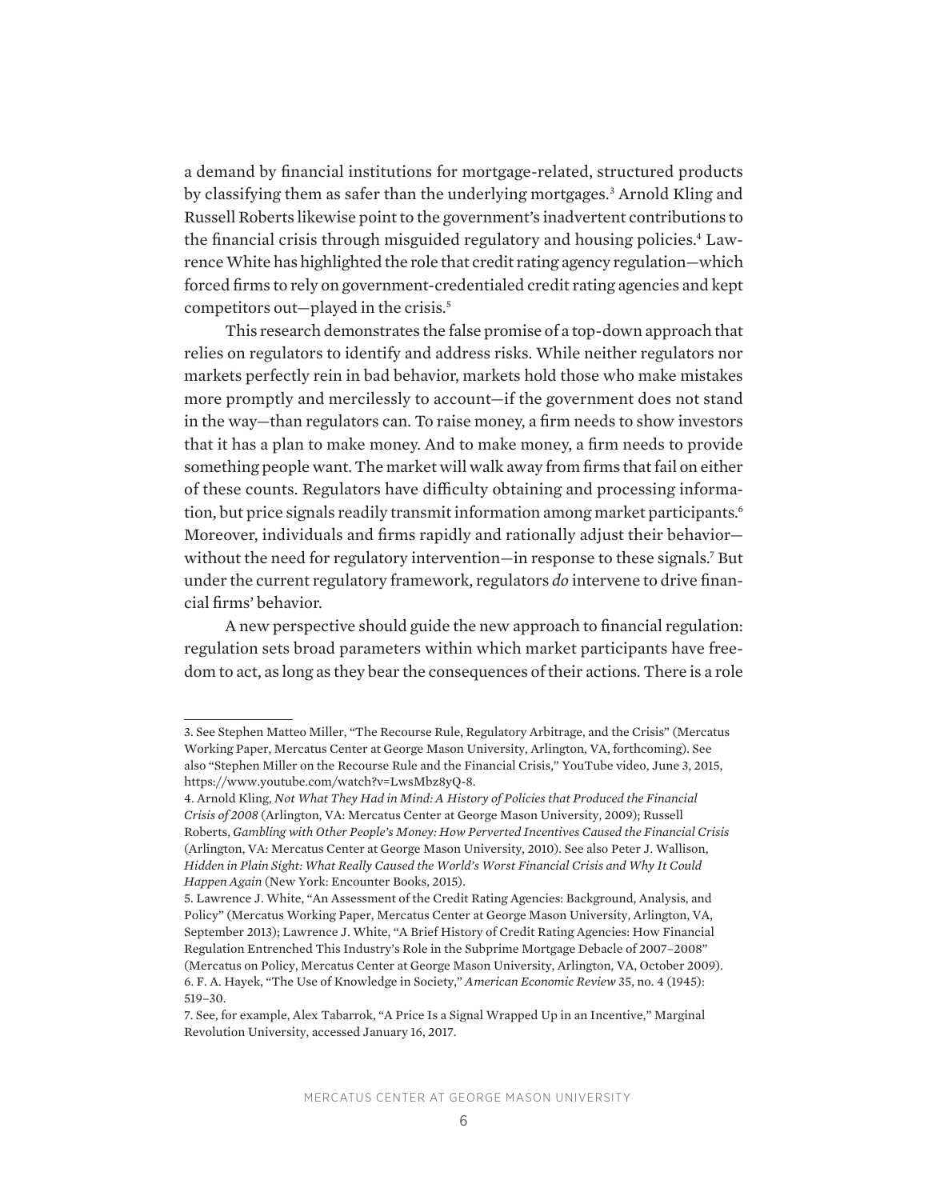a demand by financial institutions for mortgage-related, structured products by classifying them as safer than the underlying mortgages.[3] Arnold Kling and Russell Roberts likewise point to the government's inadvertent contributions to the financial crisis through misguided regulatory and housing policies.[4] Lawrence White has highlighted the role that credit rating agency regulation—which forced firms to rely on government-credentialed credit rating agencies and kept competitors out—played in the crisis.[5]

This research demonstrates the false promise of a top-down approach that relies on regulators to identify and address risks. While neither regulators nor markets perfectly rein in bad behavior, markets hold those who make mistakes more promptly and mercilessly to account—if the government does not stand in the way—than regulators can. To raise money, a firm needs to show investors that it has a plan to make money. And to make money, a firm needs to provide something people want. The market will walk away from firms that fail on either of these counts. Regulators have difficulty obtaining and processing information, but price signals readily transmit information among market participants.[6] Moreover, individuals and firms rapidly and rationally adjust their behavior—without the need for regulatory intervention—in response to these signals.[7] But under the current regulatory framework, regulators *do* intervene to drive financial firms' behavior.

A new perspective should guide the new approach to financial regulation: regulation sets broad parameters within which market participants have freedom to act, as long as they bear the consequences of their actions. There is a role

---

3. See Stephen Matteo Miller, "The Recourse Rule, Regulatory Arbitrage, and the Crisis" (Mercatus Working Paper, Mercatus Center at George Mason University, Arlington, VA, forthcoming). See also "Stephen Miller on the Recourse Rule and the Financial Crisis," YouTube video, June 3, 2015, https://www.youtube.com/watch?v=LwsMbz8yQ-8.

4. Arnold Kling, *Not What They Had in Mind: A History of Policies that Produced the Financial Crisis of 2008* (Arlington, VA: Mercatus Center at George Mason University, 2009); Russell Roberts, *Gambling with Other People's Money: How Perverted Incentives Caused the Financial Crisis* (Arlington, VA: Mercatus Center at George Mason University, 2010). See also Peter J. Wallison, *Hidden in Plain Sight: What Really Caused the World's Worst Financial Crisis and Why It Could Happen Again* (New York: Encounter Books, 2015).

5. Lawrence J. White, "An Assessment of the Credit Rating Agencies: Background, Analysis, and Policy" (Mercatus Working Paper, Mercatus Center at George Mason University, Arlington, VA, September 2013); Lawrence J. White, "A Brief History of Credit Rating Agencies: How Financial Regulation Entrenched This Industry's Role in the Subprime Mortgage Debacle of 2007–2008" (Mercatus on Policy, Mercatus Center at George Mason University, Arlington, VA, October 2009).

6. F. A. Hayek, "The Use of Knowledge in Society," *American Economic Review* 35, no. 4 (1945): 519–30.

7. See, for example, Alex Tabarrok, "A Price Is a Signal Wrapped Up in an Incentive," Marginal Revolution University, accessed January 16, 2017.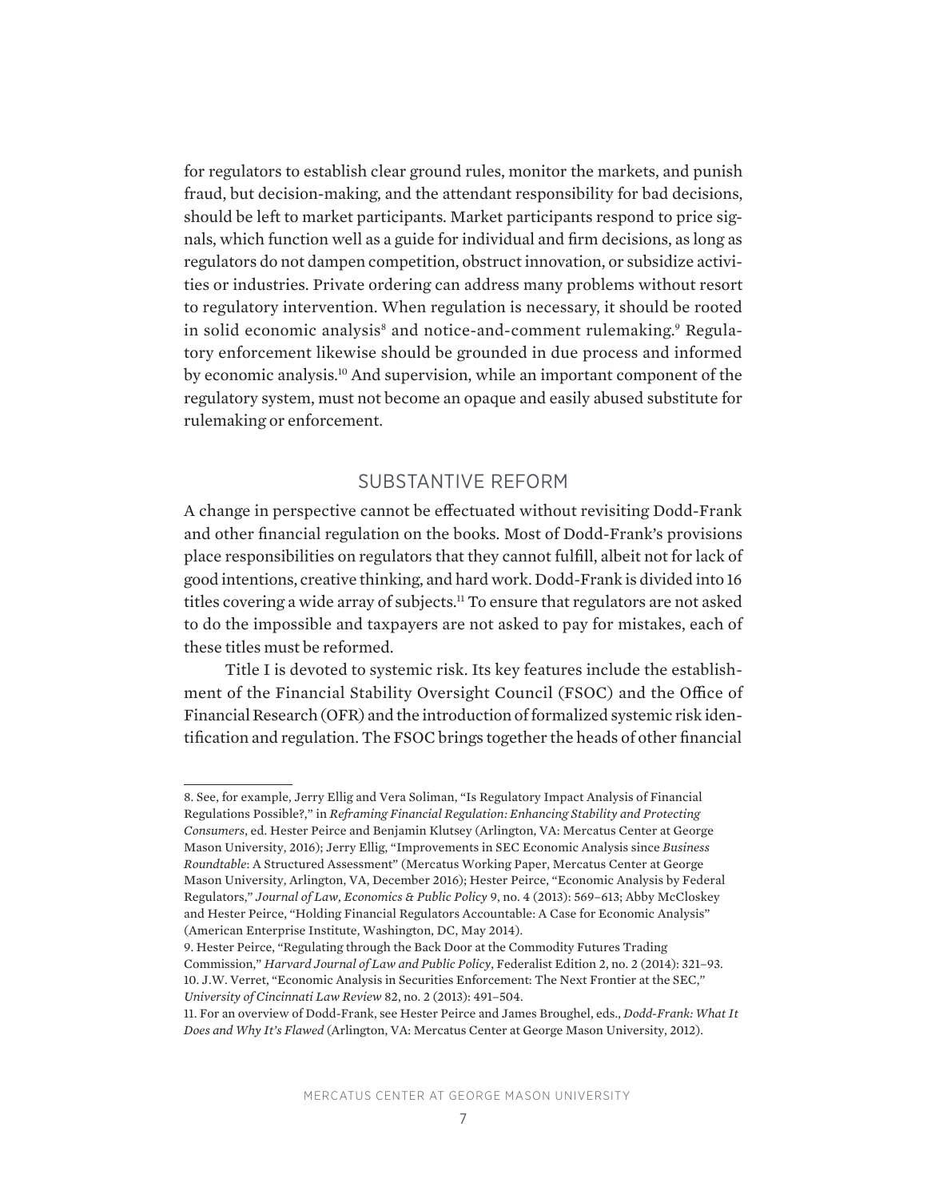for regulators to establish clear ground rules, monitor the markets, and punish fraud, but decision-making, and the attendant responsibility for bad decisions, should be left to market participants. Market participants respond to price signals, which function well as a guide for individual and firm decisions, as long as regulators do not dampen competition, obstruct innovation, or subsidize activities or industries. Private ordering can address many problems without resort to regulatory intervention. When regulation is necessary, it should be rooted in solid economic analysis[8] and notice-and-comment rulemaking.[9] Regulatory enforcement likewise should be grounded in due process and informed by economic analysis.[10] And supervision, while an important component of the regulatory system, must not become an opaque and easily abused substitute for rulemaking or enforcement.

## SUBSTANTIVE REFORM

A change in perspective cannot be effectuated without revisiting Dodd-Frank and other financial regulation on the books. Most of Dodd-Frank's provisions place responsibilities on regulators that they cannot fulfill, albeit not for lack of good intentions, creative thinking, and hard work. Dodd-Frank is divided into 16 titles covering a wide array of subjects.[11] To ensure that regulators are not asked to do the impossible and taxpayers are not asked to pay for mistakes, each of these titles must be reformed.

Title I is devoted to systemic risk. Its key features include the establishment of the Financial Stability Oversight Council (FSOC) and the Office of Financial Research (OFR) and the introduction of formalized systemic risk identification and regulation. The FSOC brings together the heads of other financial

---

8. See, for example, Jerry Ellig and Vera Soliman, "Is Regulatory Impact Analysis of Financial Regulations Possible?," in *Reframing Financial Regulation: Enhancing Stability and Protecting Consumers*, ed. Hester Peirce and Benjamin Klutsey (Arlington, VA: Mercatus Center at George Mason University, 2016); Jerry Ellig, "Improvements in SEC Economic Analysis since *Business Roundtable*: A Structured Assessment" (Mercatus Working Paper, Mercatus Center at George Mason University, Arlington, VA, December 2016); Hester Peirce, "Economic Analysis by Federal Regulators," *Journal of Law, Economics & Public Policy* 9, no. 4 (2013): 569–613; Abby McCloskey and Hester Peirce, "Holding Financial Regulators Accountable: A Case for Economic Analysis" (American Enterprise Institute, Washington, DC, May 2014).

9. Hester Peirce, "Regulating through the Back Door at the Commodity Futures Trading Commission," *Harvard Journal of Law and Public Policy*, Federalist Edition 2, no. 2 (2014): 321–93.

10. J.W. Verret, "Economic Analysis in Securities Enforcement: The Next Frontier at the SEC," *University of Cincinnati Law Review* 82, no. 2 (2013): 491–504.

11. For an overview of Dodd-Frank, see Hester Peirce and James Broughel, eds., *Dodd-Frank: What It Does and Why It's Flawed* (Arlington, VA: Mercatus Center at George Mason University, 2012).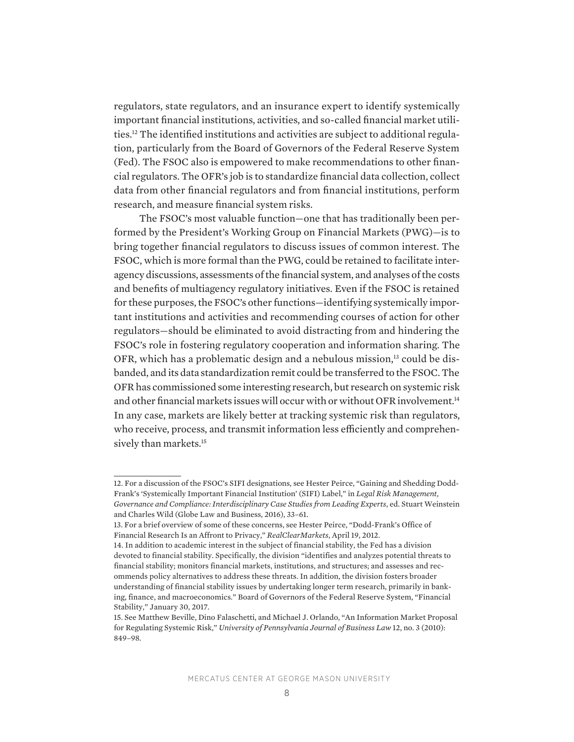regulators, state regulators, and an insurance expert to identify systemically important financial institutions, activities, and so-called financial market utilities.[12] The identified institutions and activities are subject to additional regulation, particularly from the Board of Governors of the Federal Reserve System (Fed). The FSOC also is empowered to make recommendations to other financial regulators. The OFR's job is to standardize financial data collection, collect data from other financial regulators and from financial institutions, perform research, and measure financial system risks.

The FSOC's most valuable function—one that has traditionally been performed by the President's Working Group on Financial Markets (PWG)—is to bring together financial regulators to discuss issues of common interest. The FSOC, which is more formal than the PWG, could be retained to facilitate interagency discussions, assessments of the financial system, and analyses of the costs and benefits of multiagency regulatory initiatives. Even if the FSOC is retained for these purposes, the FSOC's other functions—identifying systemically important institutions and activities and recommending courses of action for other regulators—should be eliminated to avoid distracting from and hindering the FSOC's role in fostering regulatory cooperation and information sharing. The OFR, which has a problematic design and a nebulous mission,[13] could be disbanded, and its data standardization remit could be transferred to the FSOC. The OFR has commissioned some interesting research, but research on systemic risk and other financial markets issues will occur with or without OFR involvement.[14] In any case, markets are likely better at tracking systemic risk than regulators, who receive, process, and transmit information less efficiently and comprehensively than markets.[15]

---

12. For a discussion of the FSOC's SIFI designations, see Hester Peirce, "Gaining and Shedding Dodd-Frank's 'Systemically Important Financial Institution' (SIFI) Label," in *Legal Risk Management, Governance and Compliance: Interdisciplinary Case Studies from Leading Experts*, ed. Stuart Weinstein and Charles Wild (Globe Law and Business, 2016), 33–61.

13. For a brief overview of some of these concerns, see Hester Peirce, "Dodd-Frank's Office of Financial Research Is an Affront to Privacy," *RealClearMarkets*, April 19, 2012.

14. In addition to academic interest in the subject of financial stability, the Fed has a division devoted to financial stability. Specifically, the division "identifies and analyzes potential threats to financial stability; monitors financial markets, institutions, and structures; and assesses and recommends policy alternatives to address these threats. In addition, the division fosters broader understanding of financial stability issues by undertaking longer term research, primarily in banking, finance, and macroeconomics." Board of Governors of the Federal Reserve System, "Financial Stability," January 30, 2017.

15. See Matthew Beville, Dino Falaschetti, and Michael J. Orlando, "An Information Market Proposal for Regulating Systemic Risk," *University of Pennsylvania Journal of Business Law* 12, no. 3 (2010): 849–98.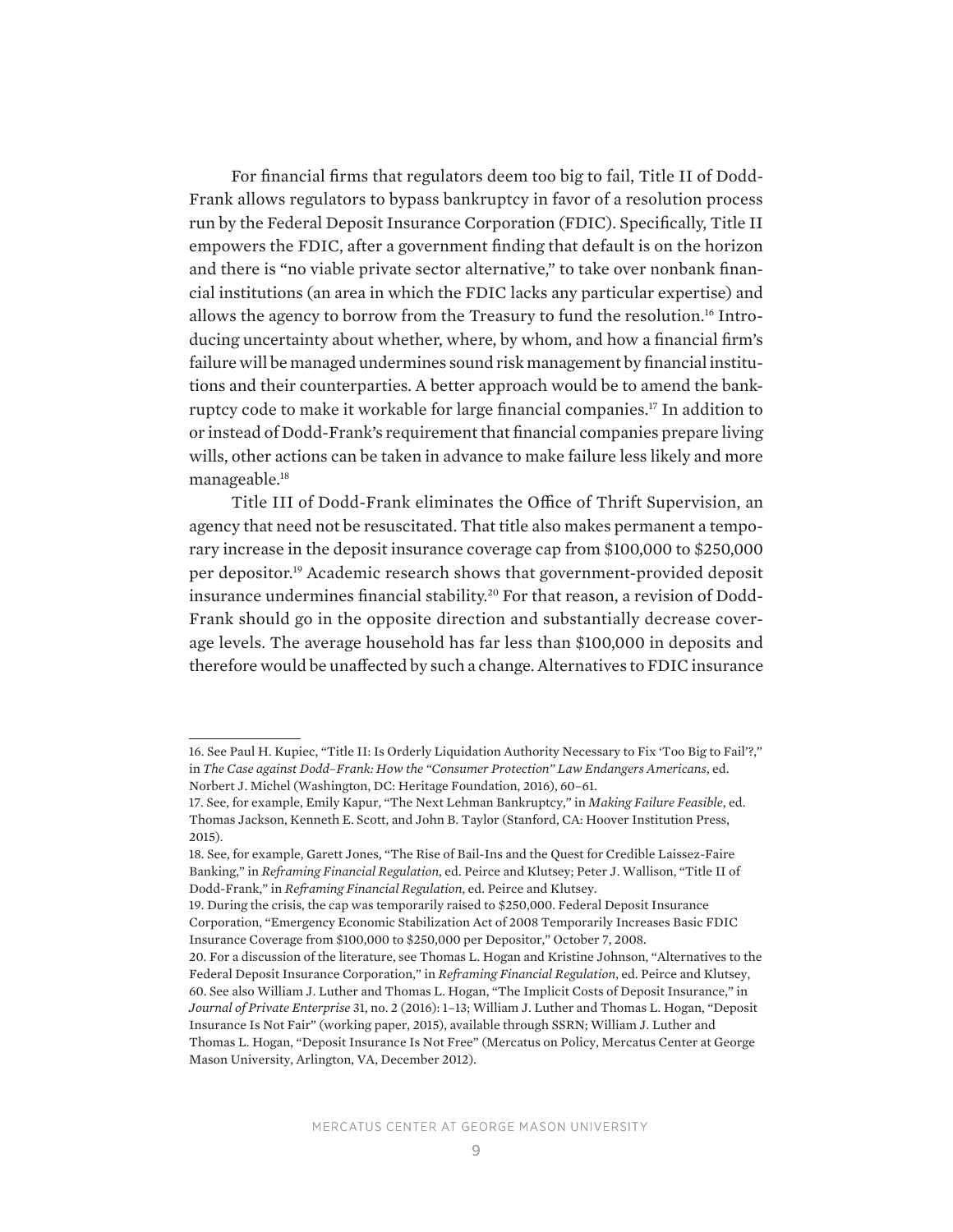For financial firms that regulators deem too big to fail, Title II of Dodd-Frank allows regulators to bypass bankruptcy in favor of a resolution process run by the Federal Deposit Insurance Corporation (FDIC). Specifically, Title II empowers the FDIC, after a government finding that default is on the horizon and there is "no viable private sector alternative," to take over nonbank financial institutions (an area in which the FDIC lacks any particular expertise) and allows the agency to borrow from the Treasury to fund the resolution.[16] Introducing uncertainty about whether, where, by whom, and how a financial firm's failure will be managed undermines sound risk management by financial institutions and their counterparties. A better approach would be to amend the bankruptcy code to make it workable for large financial companies.[17] In addition to or instead of Dodd-Frank's requirement that financial companies prepare living wills, other actions can be taken in advance to make failure less likely and more manageable.[18]

Title III of Dodd-Frank eliminates the Office of Thrift Supervision, an agency that need not be resuscitated. That title also makes permanent a temporary increase in the deposit insurance coverage cap from $100,000 to $250,000 per depositor.[19] Academic research shows that government-provided deposit insurance undermines financial stability.[20] For that reason, a revision of Dodd-Frank should go in the opposite direction and substantially decrease coverage levels. The average household has far less than $100,000 in deposits and therefore would be unaffected by such a change. Alternatives to FDIC insurance

---

16. See Paul H. Kupiec, "Title II: Is Orderly Liquidation Authority Necessary to Fix 'Too Big to Fail'?," in *The Case against Dodd–Frank: How the "Consumer Protection" Law Endangers Americans*, ed. Norbert J. Michel (Washington, DC: Heritage Foundation, 2016), 60–61.

17. See, for example, Emily Kapur, "The Next Lehman Bankruptcy," in *Making Failure Feasible*, ed. Thomas Jackson, Kenneth E. Scott, and John B. Taylor (Stanford, CA: Hoover Institution Press, 2015).

18. See, for example, Garett Jones, "The Rise of Bail-Ins and the Quest for Credible Laissez-Faire Banking," in *Reframing Financial Regulation*, ed. Peirce and Klutsey; Peter J. Wallison, "Title II of Dodd-Frank," in *Reframing Financial Regulation*, ed. Peirce and Klutsey.

19. During the crisis, the cap was temporarily raised to $250,000. Federal Deposit Insurance Corporation, "Emergency Economic Stabilization Act of 2008 Temporarily Increases Basic FDIC Insurance Coverage from $100,000 to $250,000 per Depositor," October 7, 2008.

20. For a discussion of the literature, see Thomas L. Hogan and Kristine Johnson, "Alternatives to the Federal Deposit Insurance Corporation," in *Reframing Financial Regulation*, ed. Peirce and Klutsey, 60. See also William J. Luther and Thomas L. Hogan, "The Implicit Costs of Deposit Insurance," in *Journal of Private Enterprise* 31, no. 2 (2016): 1–13; William J. Luther and Thomas L. Hogan, "Deposit Insurance Is Not Fair" (working paper, 2015), available through SSRN; William J. Luther and Thomas L. Hogan, "Deposit Insurance Is Not Free" (Mercatus on Policy, Mercatus Center at George Mason University, Arlington, VA, December 2012).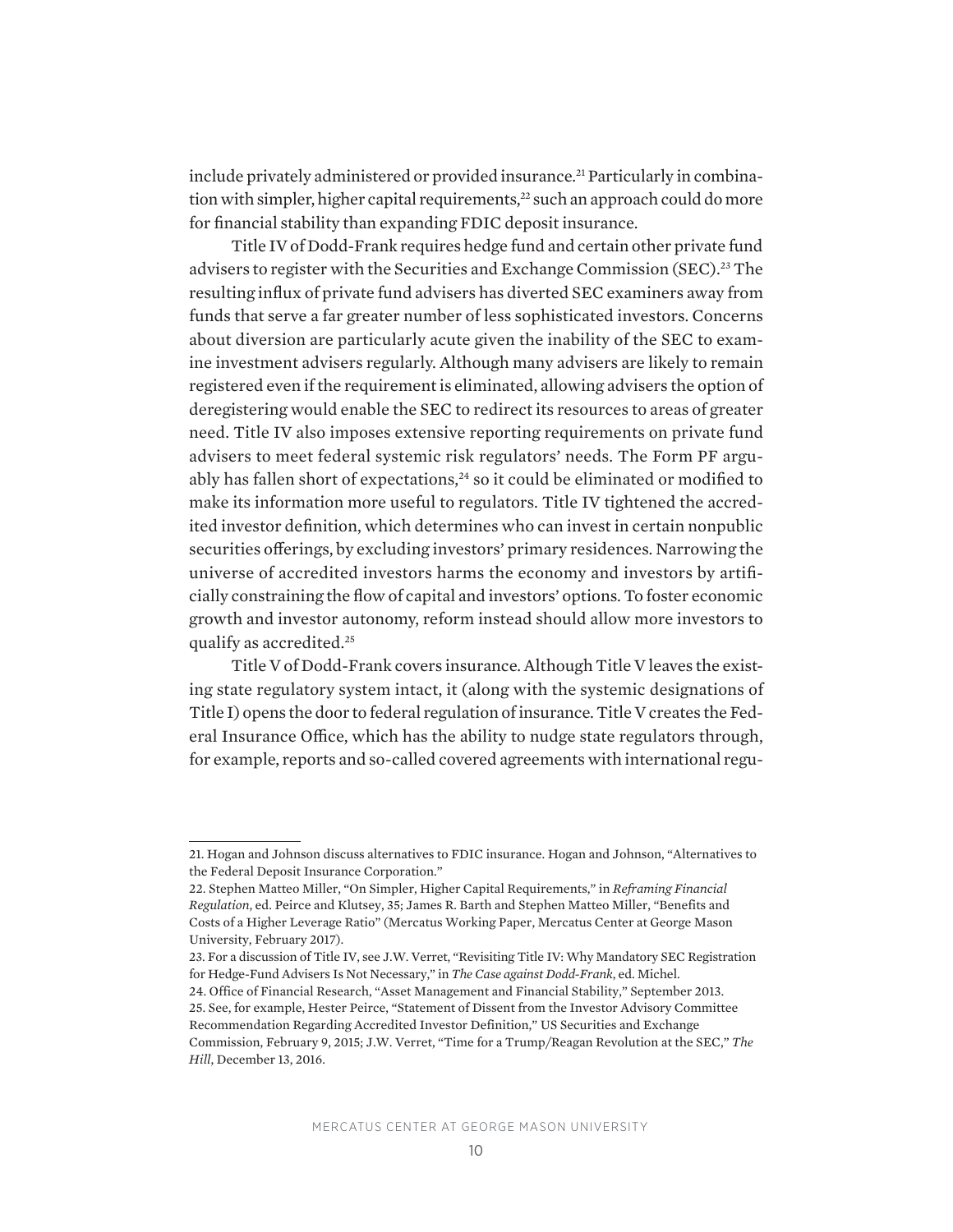include privately administered or provided insurance.[21] Particularly in combination with simpler, higher capital requirements,[22] such an approach could do more for financial stability than expanding FDIC deposit insurance.

Title IV of Dodd-Frank requires hedge fund and certain other private fund advisers to register with the Securities and Exchange Commission (SEC).[23] The resulting influx of private fund advisers has diverted SEC examiners away from funds that serve a far greater number of less sophisticated investors. Concerns about diversion are particularly acute given the inability of the SEC to examine investment advisers regularly. Although many advisers are likely to remain registered even if the requirement is eliminated, allowing advisers the option of deregistering would enable the SEC to redirect its resources to areas of greater need. Title IV also imposes extensive reporting requirements on private fund advisers to meet federal systemic risk regulators' needs. The Form PF arguably has fallen short of expectations,[24] so it could be eliminated or modified to make its information more useful to regulators. Title IV tightened the accredited investor definition, which determines who can invest in certain nonpublic securities offerings, by excluding investors' primary residences. Narrowing the universe of accredited investors harms the economy and investors by artificially constraining the flow of capital and investors' options. To foster economic growth and investor autonomy, reform instead should allow more investors to qualify as accredited.[25]

Title V of Dodd-Frank covers insurance. Although Title V leaves the existing state regulatory system intact, it (along with the systemic designations of Title I) opens the door to federal regulation of insurance. Title V creates the Federal Insurance Office, which has the ability to nudge state regulators through, for example, reports and so-called covered agreements with international regu-

---

21. Hogan and Johnson discuss alternatives to FDIC insurance. Hogan and Johnson, "Alternatives to the Federal Deposit Insurance Corporation."

22. Stephen Matteo Miller, "On Simpler, Higher Capital Requirements," in *Reframing Financial Regulation*, ed. Peirce and Klutsey, 35; James R. Barth and Stephen Matteo Miller, "Benefits and Costs of a Higher Leverage Ratio" (Mercatus Working Paper, Mercatus Center at George Mason University, February 2017).

23. For a discussion of Title IV, see J.W. Verret, "Revisiting Title IV: Why Mandatory SEC Registration for Hedge-Fund Advisers Is Not Necessary," in *The Case against Dodd-Frank*, ed. Michel.

24. Office of Financial Research, "Asset Management and Financial Stability," September 2013.

25. See, for example, Hester Peirce, "Statement of Dissent from the Investor Advisory Committee Recommendation Regarding Accredited Investor Definition," US Securities and Exchange Commission, February 9, 2015; J.W. Verret, "Time for a Trump/Reagan Revolution at the SEC," *The Hill*, December 13, 2016.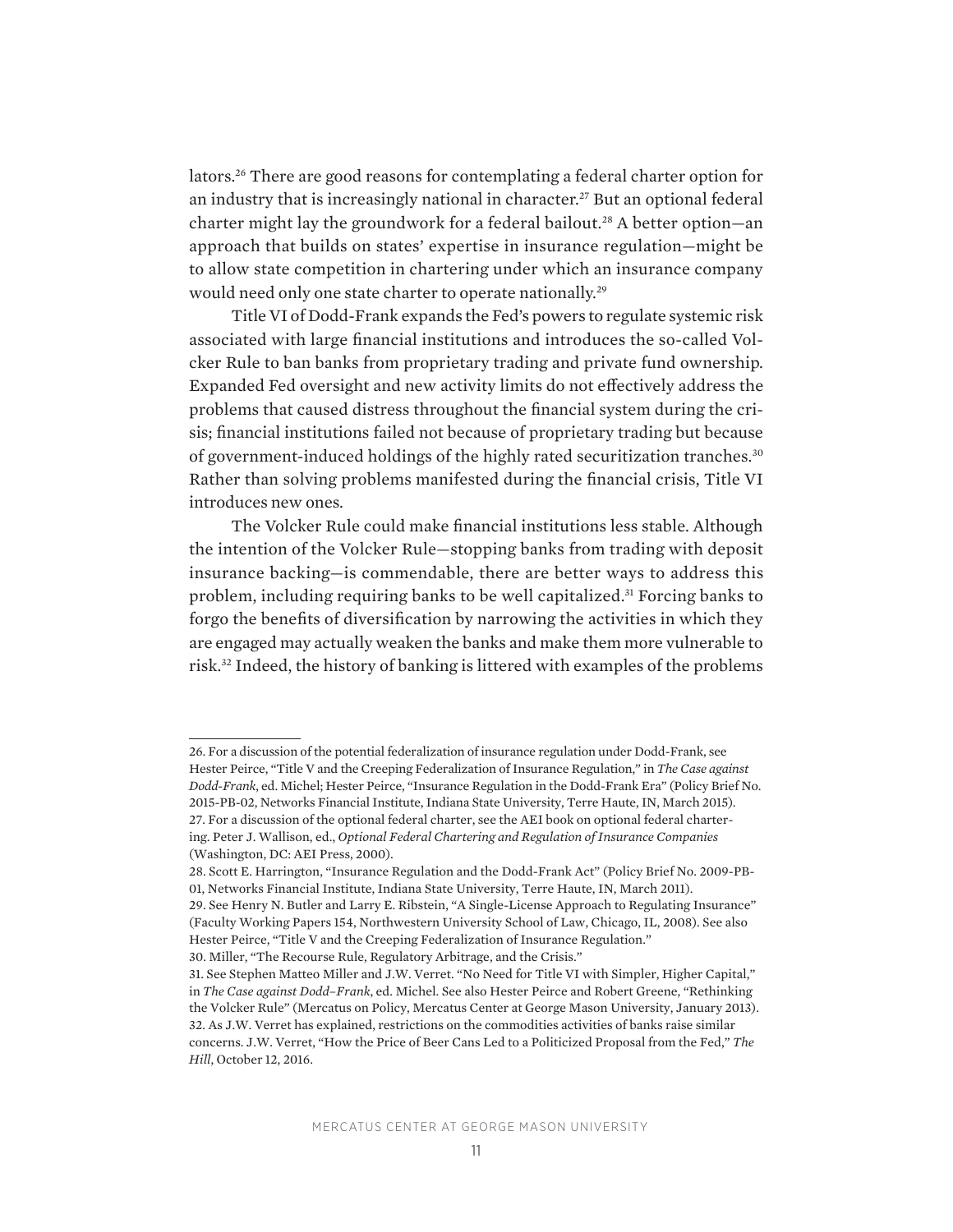lators.[26] There are good reasons for contemplating a federal charter option for an industry that is increasingly national in character.[27] But an optional federal charter might lay the groundwork for a federal bailout.[28] A better option—an approach that builds on states' expertise in insurance regulation—might be to allow state competition in chartering under which an insurance company would need only one state charter to operate nationally.[29]

Title VI of Dodd-Frank expands the Fed's powers to regulate systemic risk associated with large financial institutions and introduces the so-called Volcker Rule to ban banks from proprietary trading and private fund ownership. Expanded Fed oversight and new activity limits do not effectively address the problems that caused distress throughout the financial system during the crisis; financial institutions failed not because of proprietary trading but because of government-induced holdings of the highly rated securitization tranches.[30] Rather than solving problems manifested during the financial crisis, Title VI introduces new ones.

The Volcker Rule could make financial institutions less stable. Although the intention of the Volcker Rule—stopping banks from trading with deposit insurance backing—is commendable, there are better ways to address this problem, including requiring banks to be well capitalized.[31] Forcing banks to forgo the benefits of diversification by narrowing the activities in which they are engaged may actually weaken the banks and make them more vulnerable to risk.[32] Indeed, the history of banking is littered with examples of the problems

---

26. For a discussion of the potential federalization of insurance regulation under Dodd-Frank, see Hester Peirce, "Title V and the Creeping Federalization of Insurance Regulation," in *The Case against Dodd-Frank*, ed. Michel; Hester Peirce, "Insurance Regulation in the Dodd-Frank Era" (Policy Brief No. 2015-PB-02, Networks Financial Institute, Indiana State University, Terre Haute, IN, March 2015).
27. For a discussion of the optional federal charter, see the AEI book on optional federal chartering. Peter J. Wallison, ed., *Optional Federal Chartering and Regulation of Insurance Companies* (Washington, DC: AEI Press, 2000).
28. Scott E. Harrington, "Insurance Regulation and the Dodd-Frank Act" (Policy Brief No. 2009-PB-01, Networks Financial Institute, Indiana State University, Terre Haute, IN, March 2011).
29. See Henry N. Butler and Larry E. Ribstein, "A Single-License Approach to Regulating Insurance" (Faculty Working Papers 154, Northwestern University School of Law, Chicago, IL, 2008). See also Hester Peirce, "Title V and the Creeping Federalization of Insurance Regulation."
30. Miller, "The Recourse Rule, Regulatory Arbitrage, and the Crisis."
31. See Stephen Matteo Miller and J.W. Verret. "No Need for Title VI with Simpler, Higher Capital," in *The Case against Dodd–Frank*, ed. Michel. See also Hester Peirce and Robert Greene, "Rethinking the Volcker Rule" (Mercatus on Policy, Mercatus Center at George Mason University, January 2013).
32. As J.W. Verret has explained, restrictions on the commodities activities of banks raise similar concerns. J.W. Verret, "How the Price of Beer Cans Led to a Politicized Proposal from the Fed," *The Hill*, October 12, 2016.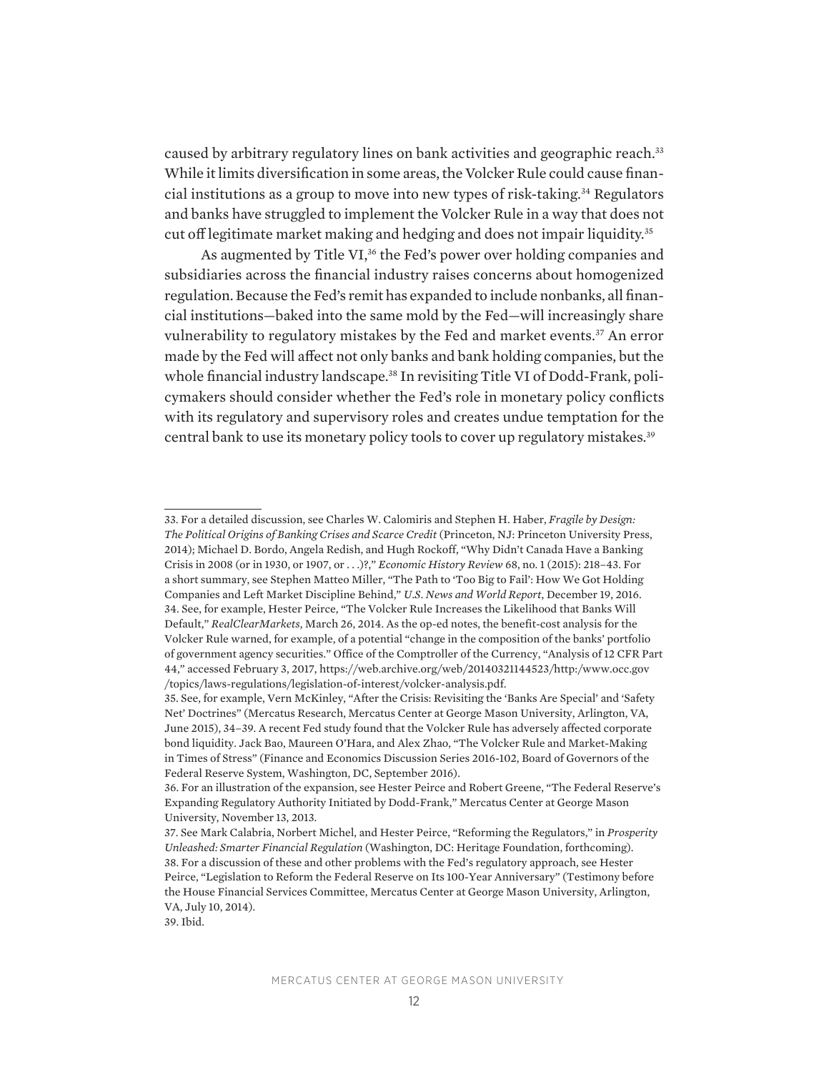caused by arbitrary regulatory lines on bank activities and geographic reach.[33] While it limits diversification in some areas, the Volcker Rule could cause financial institutions as a group to move into new types of risk-taking.[34] Regulators and banks have struggled to implement the Volcker Rule in a way that does not cut off legitimate market making and hedging and does not impair liquidity.[35]

As augmented by Title VI,[36] the Fed's power over holding companies and subsidiaries across the financial industry raises concerns about homogenized regulation. Because the Fed's remit has expanded to include nonbanks, all financial institutions—baked into the same mold by the Fed—will increasingly share vulnerability to regulatory mistakes by the Fed and market events.[37] An error made by the Fed will affect not only banks and bank holding companies, but the whole financial industry landscape.[38] In revisiting Title VI of Dodd-Frank, policymakers should consider whether the Fed's role in monetary policy conflicts with its regulatory and supervisory roles and creates undue temptation for the central bank to use its monetary policy tools to cover up regulatory mistakes.[39]

---

33. For a detailed discussion, see Charles W. Calomiris and Stephen H. Haber, *Fragile by Design: The Political Origins of Banking Crises and Scarce Credit* (Princeton, NJ: Princeton University Press, 2014); Michael D. Bordo, Angela Redish, and Hugh Rockoff, "Why Didn't Canada Have a Banking Crisis in 2008 (or in 1930, or 1907, or . . .)?," *Economic History Review* 68, no. 1 (2015): 218–43. For a short summary, see Stephen Matteo Miller, "The Path to 'Too Big to Fail': How We Got Holding Companies and Left Market Discipline Behind," *U.S. News and World Report*, December 19, 2016.
34. See, for example, Hester Peirce, "The Volcker Rule Increases the Likelihood that Banks Will Default," *RealClearMarkets*, March 26, 2014. As the op-ed notes, the benefit-cost analysis for the Volcker Rule warned, for example, of a potential "change in the composition of the banks' portfolio of government agency securities." Office of the Comptroller of the Currency, "Analysis of 12 CFR Part 44," accessed February 3, 2017, https://web.archive.org/web/20140321144523/http:/www.occ.gov/topics/laws-regulations/legislation-of-interest/volcker-analysis.pdf.
35. See, for example, Vern McKinley, "After the Crisis: Revisiting the 'Banks Are Special' and 'Safety Net' Doctrines" (Mercatus Research, Mercatus Center at George Mason University, Arlington, VA, June 2015), 34–39. A recent Fed study found that the Volcker Rule has adversely affected corporate bond liquidity. Jack Bao, Maureen O'Hara, and Alex Zhao, "The Volcker Rule and Market-Making in Times of Stress" (Finance and Economics Discussion Series 2016-102, Board of Governors of the Federal Reserve System, Washington, DC, September 2016).
36. For an illustration of the expansion, see Hester Peirce and Robert Greene, "The Federal Reserve's Expanding Regulatory Authority Initiated by Dodd-Frank," Mercatus Center at George Mason University, November 13, 2013.
37. See Mark Calabria, Norbert Michel, and Hester Peirce, "Reforming the Regulators," in *Prosperity Unleashed: Smarter Financial Regulation* (Washington, DC: Heritage Foundation, forthcoming).
38. For a discussion of these and other problems with the Fed's regulatory approach, see Hester Peirce, "Legislation to Reform the Federal Reserve on Its 100-Year Anniversary" (Testimony before the House Financial Services Committee, Mercatus Center at George Mason University, Arlington, VA, July 10, 2014).
39. Ibid.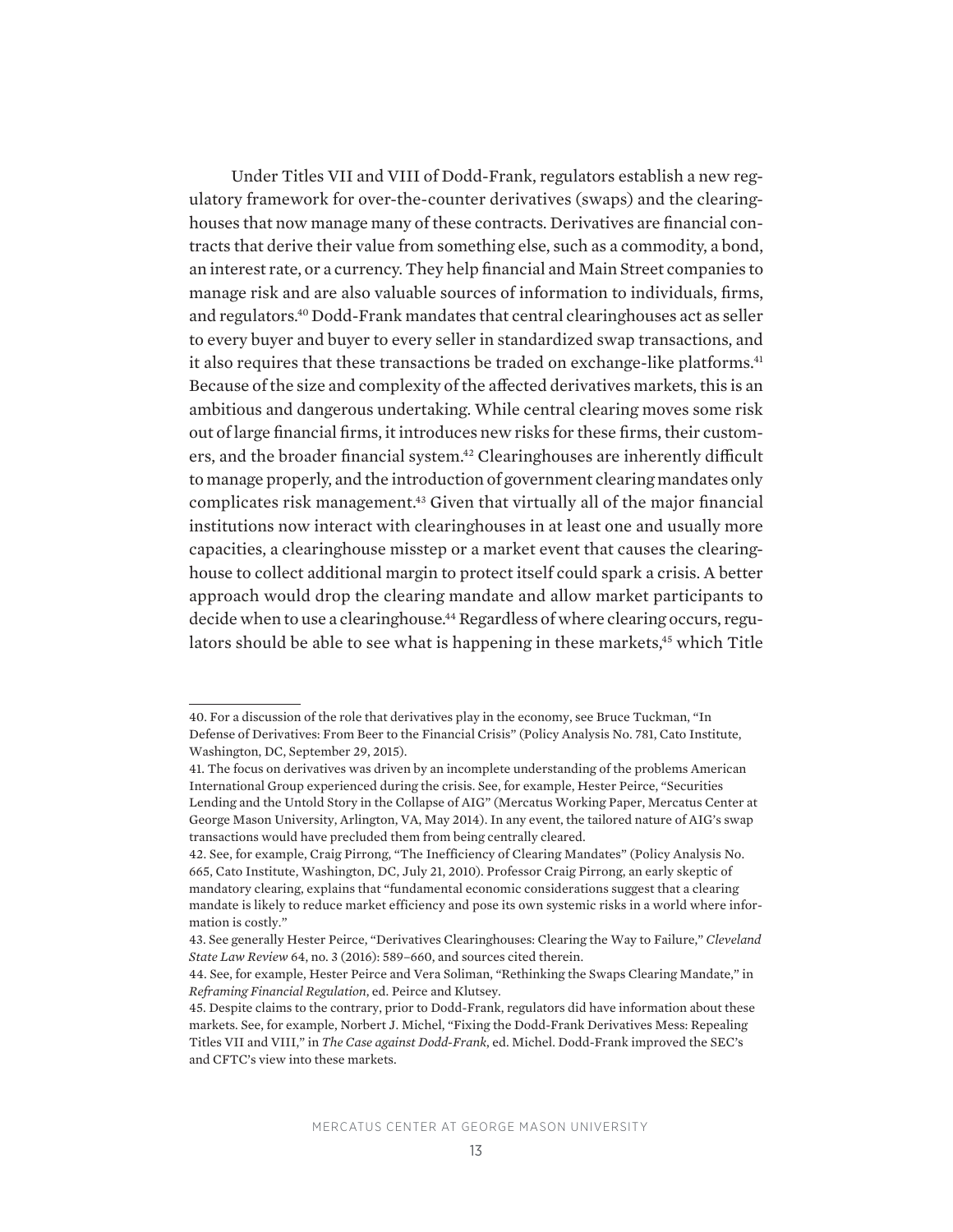Under Titles VII and VIII of Dodd-Frank, regulators establish a new regulatory framework for over-the-counter derivatives (swaps) and the clearinghouses that now manage many of these contracts. Derivatives are financial contracts that derive their value from something else, such as a commodity, a bond, an interest rate, or a currency. They help financial and Main Street companies to manage risk and are also valuable sources of information to individuals, firms, and regulators.[40] Dodd-Frank mandates that central clearinghouses act as seller to every buyer and buyer to every seller in standardized swap transactions, and it also requires that these transactions be traded on exchange-like platforms.[41] Because of the size and complexity of the affected derivatives markets, this is an ambitious and dangerous undertaking. While central clearing moves some risk out of large financial firms, it introduces new risks for these firms, their customers, and the broader financial system.[42] Clearinghouses are inherently difficult to manage properly, and the introduction of government clearing mandates only complicates risk management.[43] Given that virtually all of the major financial institutions now interact with clearinghouses in at least one and usually more capacities, a clearinghouse misstep or a market event that causes the clearinghouse to collect additional margin to protect itself could spark a crisis. A better approach would drop the clearing mandate and allow market participants to decide when to use a clearinghouse.[44] Regardless of where clearing occurs, regulators should be able to see what is happening in these markets,[45] which Title

---

40. For a discussion of the role that derivatives play in the economy, see Bruce Tuckman, "In Defense of Derivatives: From Beer to the Financial Crisis" (Policy Analysis No. 781, Cato Institute, Washington, DC, September 29, 2015).

41. The focus on derivatives was driven by an incomplete understanding of the problems American International Group experienced during the crisis. See, for example, Hester Peirce, "Securities Lending and the Untold Story in the Collapse of AIG" (Mercatus Working Paper, Mercatus Center at George Mason University, Arlington, VA, May 2014). In any event, the tailored nature of AIG's swap transactions would have precluded them from being centrally cleared.

42. See, for example, Craig Pirrong, "The Inefficiency of Clearing Mandates" (Policy Analysis No. 665, Cato Institute, Washington, DC, July 21, 2010). Professor Craig Pirrong, an early skeptic of mandatory clearing, explains that "fundamental economic considerations suggest that a clearing mandate is likely to reduce market efficiency and pose its own systemic risks in a world where information is costly."

43. See generally Hester Peirce, "Derivatives Clearinghouses: Clearing the Way to Failure," *Cleveland State Law Review* 64, no. 3 (2016): 589–660, and sources cited therein.

44. See, for example, Hester Peirce and Vera Soliman, "Rethinking the Swaps Clearing Mandate," in *Reframing Financial Regulation*, ed. Peirce and Klutsey.

45. Despite claims to the contrary, prior to Dodd-Frank, regulators did have information about these markets. See, for example, Norbert J. Michel, "Fixing the Dodd-Frank Derivatives Mess: Repealing Titles VII and VIII," in *The Case against Dodd-Frank*, ed. Michel. Dodd-Frank improved the SEC's and CFTC's view into these markets.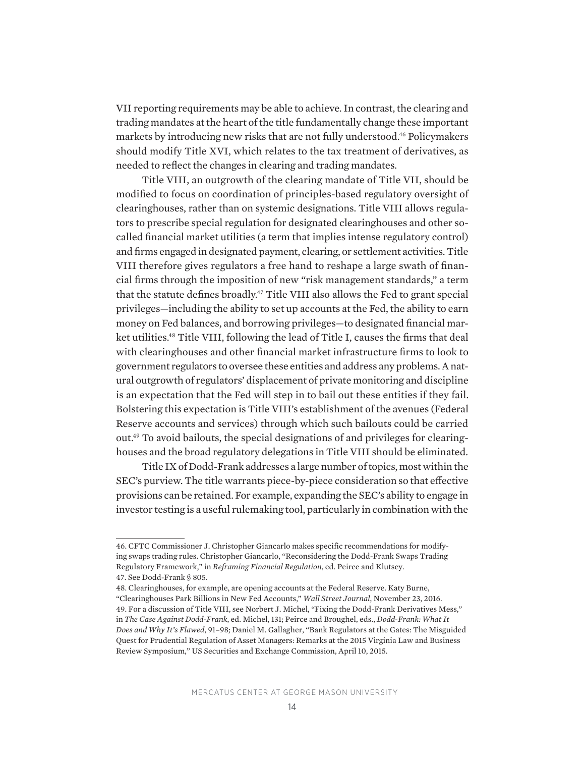VII reporting requirements may be able to achieve. In contrast, the clearing and trading mandates at the heart of the title fundamentally change these important markets by introducing new risks that are not fully understood.[46] Policymakers should modify Title XVI, which relates to the tax treatment of derivatives, as needed to reflect the changes in clearing and trading mandates.

Title VIII, an outgrowth of the clearing mandate of Title VII, should be modified to focus on coordination of principles-based regulatory oversight of clearinghouses, rather than on systemic designations. Title VIII allows regulators to prescribe special regulation for designated clearinghouses and other so-called financial market utilities (a term that implies intense regulatory control) and firms engaged in designated payment, clearing, or settlement activities. Title VIII therefore gives regulators a free hand to reshape a large swath of financial firms through the imposition of new "risk management standards," a term that the statute defines broadly.[47] Title VIII also allows the Fed to grant special privileges—including the ability to set up accounts at the Fed, the ability to earn money on Fed balances, and borrowing privileges—to designated financial market utilities.[48] Title VIII, following the lead of Title I, causes the firms that deal with clearinghouses and other financial market infrastructure firms to look to government regulators to oversee these entities and address any problems. A natural outgrowth of regulators' displacement of private monitoring and discipline is an expectation that the Fed will step in to bail out these entities if they fail. Bolstering this expectation is Title VIII's establishment of the avenues (Federal Reserve accounts and services) through which such bailouts could be carried out.[49] To avoid bailouts, the special designations of and privileges for clearinghouses and the broad regulatory delegations in Title VIII should be eliminated.

Title IX of Dodd-Frank addresses a large number of topics, most within the SEC's purview. The title warrants piece-by-piece consideration so that effective provisions can be retained. For example, expanding the SEC's ability to engage in investor testing is a useful rulemaking tool, particularly in combination with the

---

46. CFTC Commissioner J. Christopher Giancarlo makes specific recommendations for modifying swaps trading rules. Christopher Giancarlo, "Reconsidering the Dodd-Frank Swaps Trading Regulatory Framework," in *Reframing Financial Regulation*, ed. Peirce and Klutsey.

47. See Dodd-Frank § 805.

48. Clearinghouses, for example, are opening accounts at the Federal Reserve. Katy Burne, "Clearinghouses Park Billions in New Fed Accounts," *Wall Street Journal*, November 23, 2016.

49. For a discussion of Title VIII, see Norbert J. Michel, "Fixing the Dodd-Frank Derivatives Mess," in *The Case Against Dodd-Frank*, ed. Michel, 131; Peirce and Broughel, eds., *Dodd-Frank: What It Does and Why It's Flawed*, 91–98; Daniel M. Gallagher, "Bank Regulators at the Gates: The Misguided Quest for Prudential Regulation of Asset Managers: Remarks at the 2015 Virginia Law and Business Review Symposium," US Securities and Exchange Commission, April 10, 2015.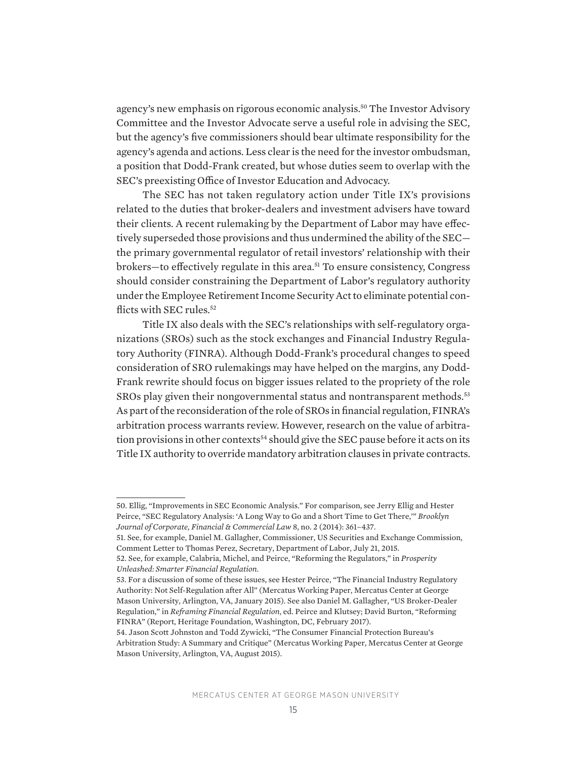agency's new emphasis on rigorous economic analysis.[50] The Investor Advisory Committee and the Investor Advocate serve a useful role in advising the SEC, but the agency's five commissioners should bear ultimate responsibility for the agency's agenda and actions. Less clear is the need for the investor ombudsman, a position that Dodd-Frank created, but whose duties seem to overlap with the SEC's preexisting Office of Investor Education and Advocacy.

The SEC has not taken regulatory action under Title IX's provisions related to the duties that broker-dealers and investment advisers have toward their clients. A recent rulemaking by the Department of Labor may have effectively superseded those provisions and thus undermined the ability of the SEC—the primary governmental regulator of retail investors' relationship with their brokers—to effectively regulate in this area.[51] To ensure consistency, Congress should consider constraining the Department of Labor's regulatory authority under the Employee Retirement Income Security Act to eliminate potential conflicts with SEC rules.[52]

Title IX also deals with the SEC's relationships with self-regulatory organizations (SROs) such as the stock exchanges and Financial Industry Regulatory Authority (FINRA). Although Dodd-Frank's procedural changes to speed consideration of SRO rulemakings may have helped on the margins, any Dodd-Frank rewrite should focus on bigger issues related to the propriety of the role SROs play given their nongovernmental status and nontransparent methods.[53] As part of the reconsideration of the role of SROs in financial regulation, FINRA's arbitration process warrants review. However, research on the value of arbitration provisions in other contexts[54] should give the SEC pause before it acts on its Title IX authority to override mandatory arbitration clauses in private contracts.

---

50. Ellig, "Improvements in SEC Economic Analysis." For comparison, see Jerry Ellig and Hester Peirce, "SEC Regulatory Analysis: 'A Long Way to Go and a Short Time to Get There,'" *Brooklyn Journal of Corporate, Financial & Commercial Law* 8, no. 2 (2014): 361–437.

51. See, for example, Daniel M. Gallagher, Commissioner, US Securities and Exchange Commission, Comment Letter to Thomas Perez, Secretary, Department of Labor, July 21, 2015.

52. See, for example, Calabria, Michel, and Peirce, "Reforming the Regulators," in *Prosperity Unleashed: Smarter Financial Regulation*.

53. For a discussion of some of these issues, see Hester Peirce, "The Financial Industry Regulatory Authority: Not Self-Regulation after All" (Mercatus Working Paper, Mercatus Center at George Mason University, Arlington, VA, January 2015). See also Daniel M. Gallagher, "US Broker-Dealer Regulation," in *Reframing Financial Regulation*, ed. Peirce and Klutsey; David Burton, "Reforming FINRA" (Report, Heritage Foundation, Washington, DC, February 2017).

54. Jason Scott Johnston and Todd Zywicki, "The Consumer Financial Protection Bureau's Arbitration Study: A Summary and Critique" (Mercatus Working Paper, Mercatus Center at George Mason University, Arlington, VA, August 2015).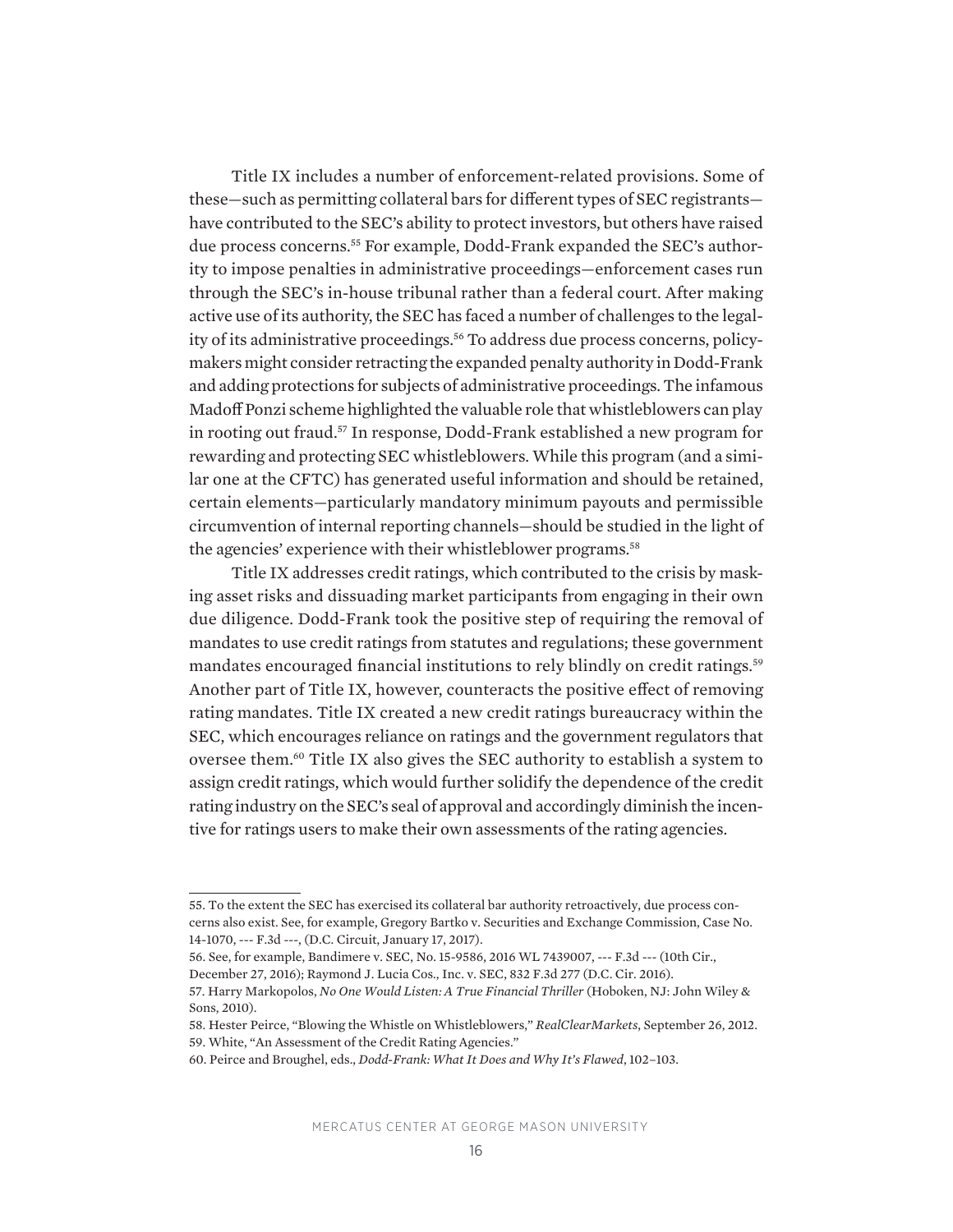Title IX includes a number of enforcement-related provisions. Some of these—such as permitting collateral bars for different types of SEC registrants—have contributed to the SEC's ability to protect investors, but others have raised due process concerns.[55] For example, Dodd-Frank expanded the SEC's authority to impose penalties in administrative proceedings—enforcement cases run through the SEC's in-house tribunal rather than a federal court. After making active use of its authority, the SEC has faced a number of challenges to the legality of its administrative proceedings.[56] To address due process concerns, policymakers might consider retracting the expanded penalty authority in Dodd-Frank and adding protections for subjects of administrative proceedings. The infamous Madoff Ponzi scheme highlighted the valuable role that whistleblowers can play in rooting out fraud.[57] In response, Dodd-Frank established a new program for rewarding and protecting SEC whistleblowers. While this program (and a similar one at the CFTC) has generated useful information and should be retained, certain elements—particularly mandatory minimum payouts and permissible circumvention of internal reporting channels—should be studied in the light of the agencies' experience with their whistleblower programs.[58]

Title IX addresses credit ratings, which contributed to the crisis by masking asset risks and dissuading market participants from engaging in their own due diligence. Dodd-Frank took the positive step of requiring the removal of mandates to use credit ratings from statutes and regulations; these government mandates encouraged financial institutions to rely blindly on credit ratings.[59] Another part of Title IX, however, counteracts the positive effect of removing rating mandates. Title IX created a new credit ratings bureaucracy within the SEC, which encourages reliance on ratings and the government regulators that oversee them.[60] Title IX also gives the SEC authority to establish a system to assign credit ratings, which would further solidify the dependence of the credit rating industry on the SEC's seal of approval and accordingly diminish the incentive for ratings users to make their own assessments of the rating agencies.

---

55. To the extent the SEC has exercised its collateral bar authority retroactively, due process concerns also exist. See, for example, Gregory Bartko v. Securities and Exchange Commission, Case No. 14-1070, --- F.3d ---, (D.C. Circuit, January 17, 2017).

56. See, for example, Bandimere v. SEC, No. 15-9586, 2016 WL 7439007, --- F.3d --- (10th Cir., December 27, 2016); Raymond J. Lucia Cos., Inc. v. SEC, 832 F.3d 277 (D.C. Cir. 2016).

57. Harry Markopolos, *No One Would Listen: A True Financial Thriller* (Hoboken, NJ: John Wiley & Sons, 2010).

58. Hester Peirce, "Blowing the Whistle on Whistleblowers," *RealClearMarkets*, September 26, 2012.

59. White, "An Assessment of the Credit Rating Agencies."

60. Peirce and Broughel, eds., *Dodd-Frank: What It Does and Why It's Flawed*, 102–103.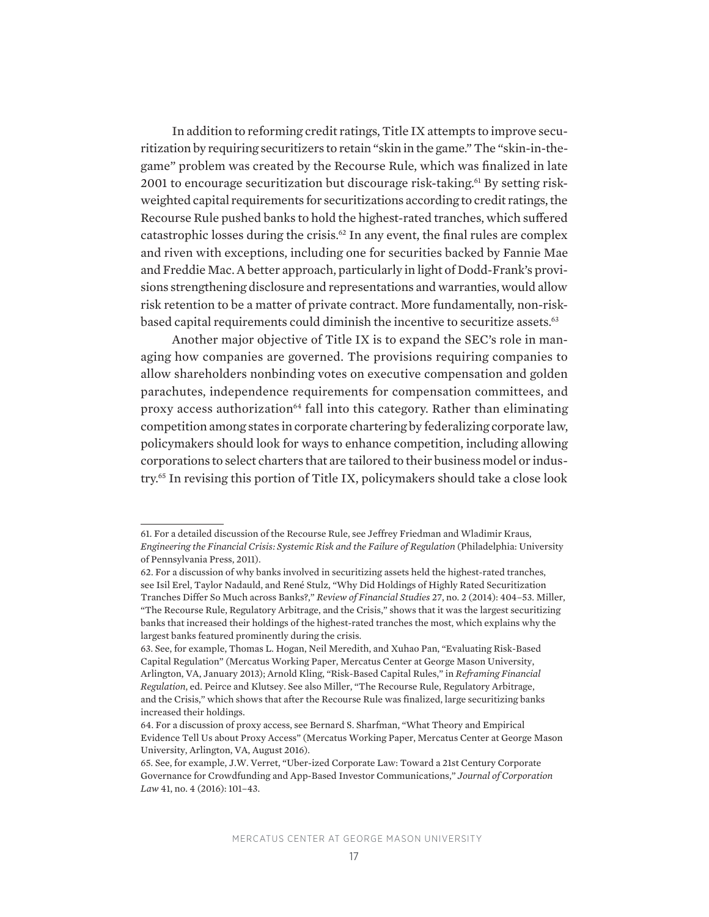In addition to reforming credit ratings, Title IX attempts to improve securitization by requiring securitizers to retain "skin in the game." The "skin-in-the-game" problem was created by the Recourse Rule, which was finalized in late 2001 to encourage securitization but discourage risk-taking.[61] By setting risk-weighted capital requirements for securitizations according to credit ratings, the Recourse Rule pushed banks to hold the highest-rated tranches, which suffered catastrophic losses during the crisis.[62] In any event, the final rules are complex and riven with exceptions, including one for securities backed by Fannie Mae and Freddie Mac. A better approach, particularly in light of Dodd-Frank's provisions strengthening disclosure and representations and warranties, would allow risk retention to be a matter of private contract. More fundamentally, non-risk-based capital requirements could diminish the incentive to securitize assets.[63]

Another major objective of Title IX is to expand the SEC's role in managing how companies are governed. The provisions requiring companies to allow shareholders nonbinding votes on executive compensation and golden parachutes, independence requirements for compensation committees, and proxy access authorization[64] fall into this category. Rather than eliminating competition among states in corporate chartering by federalizing corporate law, policymakers should look for ways to enhance competition, including allowing corporations to select charters that are tailored to their business model or industry.[65] In revising this portion of Title IX, policymakers should take a close look

---

61. For a detailed discussion of the Recourse Rule, see Jeffrey Friedman and Wladimir Kraus, *Engineering the Financial Crisis: Systemic Risk and the Failure of Regulation* (Philadelphia: University of Pennsylvania Press, 2011).

62. For a discussion of why banks involved in securitizing assets held the highest-rated tranches, see Isil Erel, Taylor Nadauld, and René Stulz, "Why Did Holdings of Highly Rated Securitization Tranches Differ So Much across Banks?," *Review of Financial Studies* 27, no. 2 (2014): 404–53. Miller, "The Recourse Rule, Regulatory Arbitrage, and the Crisis," shows that it was the largest securitizing banks that increased their holdings of the highest-rated tranches the most, which explains why the largest banks featured prominently during the crisis.

63. See, for example, Thomas L. Hogan, Neil Meredith, and Xuhao Pan, "Evaluating Risk-Based Capital Regulation" (Mercatus Working Paper, Mercatus Center at George Mason University, Arlington, VA, January 2013); Arnold Kling, "Risk-Based Capital Rules," in *Reframing Financial Regulation*, ed. Peirce and Klutsey. See also Miller, "The Recourse Rule, Regulatory Arbitrage, and the Crisis," which shows that after the Recourse Rule was finalized, large securitizing banks increased their holdings.

64. For a discussion of proxy access, see Bernard S. Sharfman, "What Theory and Empirical Evidence Tell Us about Proxy Access" (Mercatus Working Paper, Mercatus Center at George Mason University, Arlington, VA, August 2016).

65. See, for example, J.W. Verret, "Uber-ized Corporate Law: Toward a 21st Century Corporate Governance for Crowdfunding and App-Based Investor Communications," *Journal of Corporation Law* 41, no. 4 (2016): 101–43.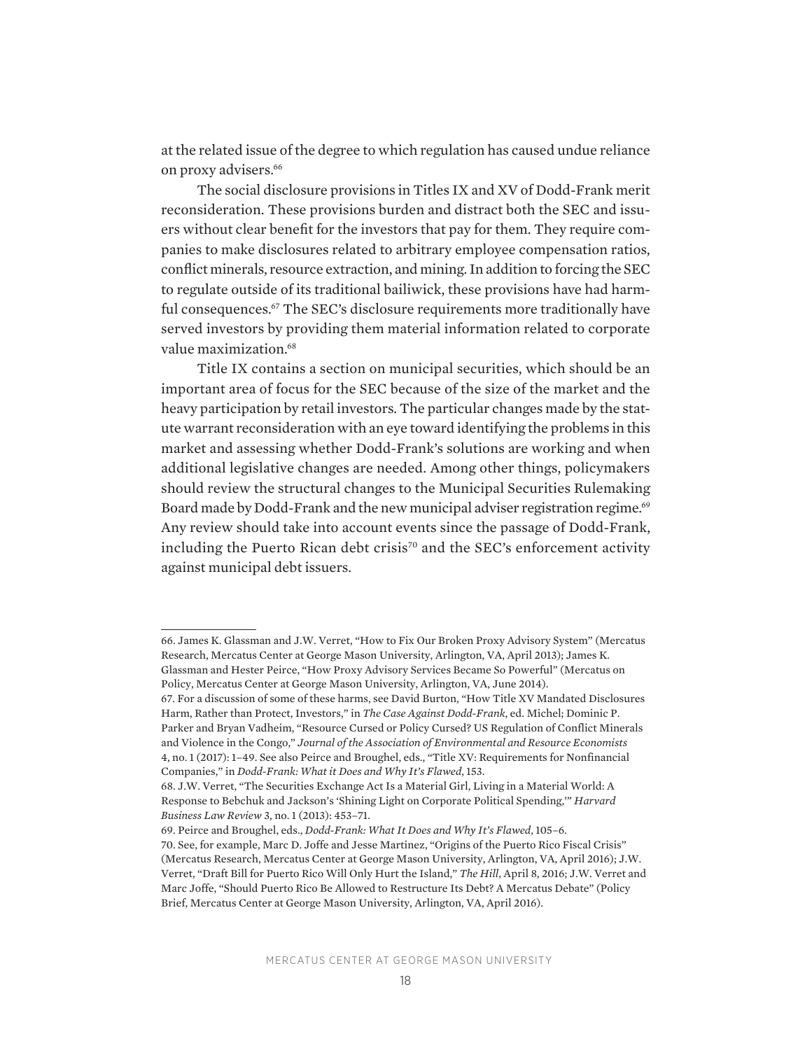at the related issue of the degree to which regulation has caused undue reliance on proxy advisers.[66]

The social disclosure provisions in Titles IX and XV of Dodd-Frank merit reconsideration. These provisions burden and distract both the SEC and issuers without clear benefit for the investors that pay for them. They require companies to make disclosures related to arbitrary employee compensation ratios, conflict minerals, resource extraction, and mining. In addition to forcing the SEC to regulate outside of its traditional bailiwick, these provisions have had harmful consequences.[67] The SEC's disclosure requirements more traditionally have served investors by providing them material information related to corporate value maximization.[68]

Title IX contains a section on municipal securities, which should be an important area of focus for the SEC because of the size of the market and the heavy participation by retail investors. The particular changes made by the statute warrant reconsideration with an eye toward identifying the problems in this market and assessing whether Dodd-Frank's solutions are working and when additional legislative changes are needed. Among other things, policymakers should review the structural changes to the Municipal Securities Rulemaking Board made by Dodd-Frank and the new municipal adviser registration regime.[69] Any review should take into account events since the passage of Dodd-Frank, including the Puerto Rican debt crisis[70] and the SEC's enforcement activity against municipal debt issuers.

---

66. James K. Glassman and J.W. Verret, "How to Fix Our Broken Proxy Advisory System" (Mercatus Research, Mercatus Center at George Mason University, Arlington, VA, April 2013); James K. Glassman and Hester Peirce, "How Proxy Advisory Services Became So Powerful" (Mercatus on Policy, Mercatus Center at George Mason University, Arlington, VA, June 2014).

67. For a discussion of some of these harms, see David Burton, "How Title XV Mandated Disclosures Harm, Rather than Protect, Investors," in *The Case Against Dodd-Frank*, ed. Michel; Dominic P. Parker and Bryan Vadheim, "Resource Cursed or Policy Cursed? US Regulation of Conflict Minerals and Violence in the Congo," *Journal of the Association of Environmental and Resource Economists* 4, no. 1 (2017): 1–49. See also Peirce and Broughel, eds., "Title XV: Requirements for Nonfinancial Companies," in *Dodd-Frank: What it Does and Why It's Flawed*, 153.

68. J.W. Verret, "The Securities Exchange Act Is a Material Girl, Living in a Material World: A Response to Bebchuk and Jackson's 'Shining Light on Corporate Political Spending,'" *Harvard Business Law Review* 3, no. 1 (2013): 453–71.

69. Peirce and Broughel, eds., *Dodd-Frank: What It Does and Why It's Flawed*, 105–6.

70. See, for example, Marc D. Joffe and Jesse Martinez, "Origins of the Puerto Rico Fiscal Crisis" (Mercatus Research, Mercatus Center at George Mason University, Arlington, VA, April 2016); J.W. Verret, "Draft Bill for Puerto Rico Will Only Hurt the Island," *The Hill*, April 8, 2016; J.W. Verret and Marc Joffe, "Should Puerto Rico Be Allowed to Restructure Its Debt? A Mercatus Debate" (Policy Brief, Mercatus Center at George Mason University, Arlington, VA, April 2016).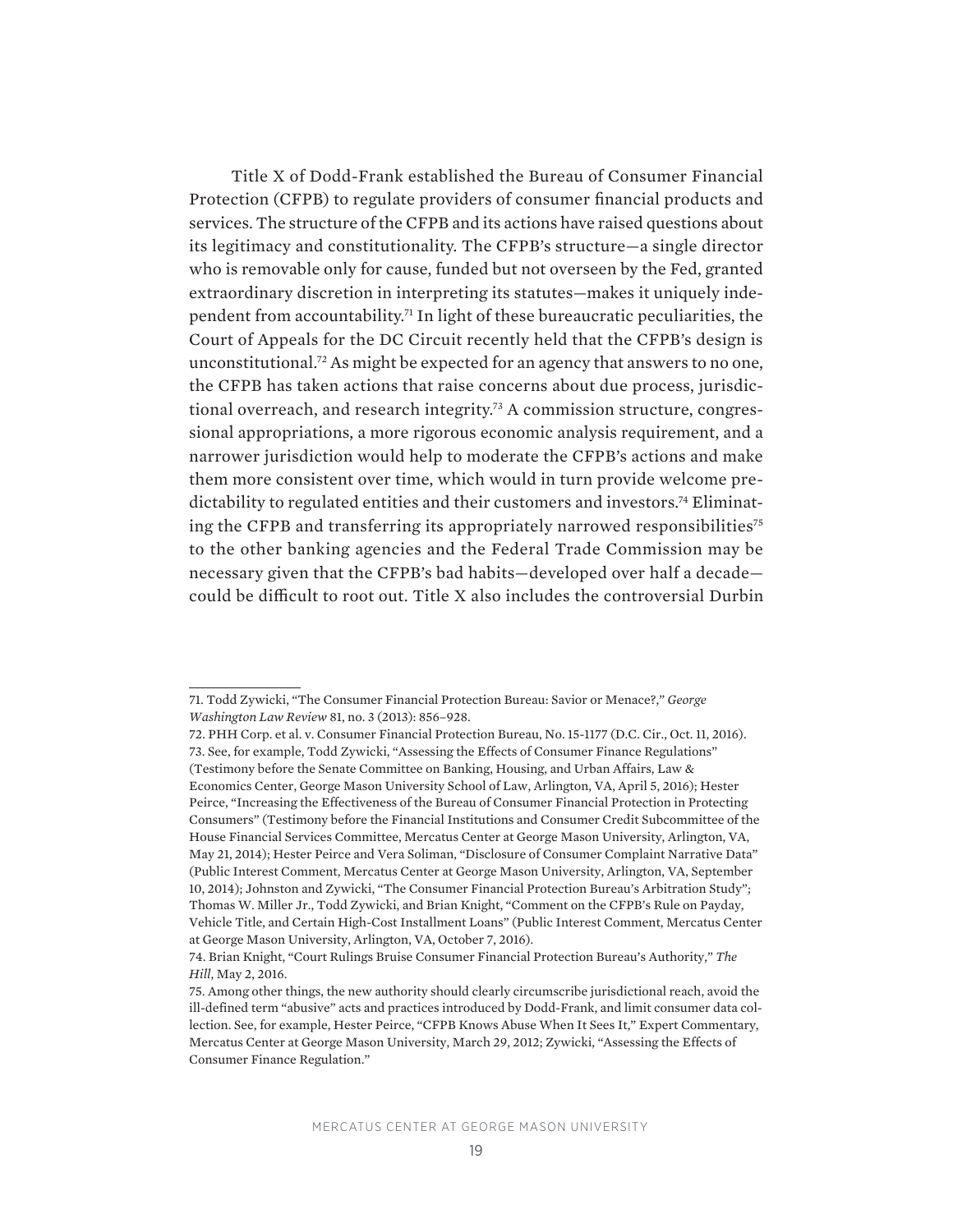Title X of Dodd-Frank established the Bureau of Consumer Financial Protection (CFPB) to regulate providers of consumer financial products and services. The structure of the CFPB and its actions have raised questions about its legitimacy and constitutionality. The CFPB's structure—a single director who is removable only for cause, funded but not overseen by the Fed, granted extraordinary discretion in interpreting its statutes—makes it uniquely independent from accountability.[71] In light of these bureaucratic peculiarities, the Court of Appeals for the DC Circuit recently held that the CFPB's design is unconstitutional.[72] As might be expected for an agency that answers to no one, the CFPB has taken actions that raise concerns about due process, jurisdictional overreach, and research integrity.[73] A commission structure, congressional appropriations, a more rigorous economic analysis requirement, and a narrower jurisdiction would help to moderate the CFPB's actions and make them more consistent over time, which would in turn provide welcome predictability to regulated entities and their customers and investors.[74] Eliminating the CFPB and transferring its appropriately narrowed responsibilities[75] to the other banking agencies and the Federal Trade Commission may be necessary given that the CFPB's bad habits—developed over half a decade—could be difficult to root out. Title X also includes the controversial Durbin

---

71. Todd Zywicki, "The Consumer Financial Protection Bureau: Savior or Menace?," *George Washington Law Review* 81, no. 3 (2013): 856–928.

72. PHH Corp. et al. v. Consumer Financial Protection Bureau, No. 15-1177 (D.C. Cir., Oct. 11, 2016).

73. See, for example, Todd Zywicki, "Assessing the Effects of Consumer Finance Regulations" (Testimony before the Senate Committee on Banking, Housing, and Urban Affairs, Law & Economics Center, George Mason University School of Law, Arlington, VA, April 5, 2016); Hester Peirce, "Increasing the Effectiveness of the Bureau of Consumer Financial Protection in Protecting Consumers" (Testimony before the Financial Institutions and Consumer Credit Subcommittee of the House Financial Services Committee, Mercatus Center at George Mason University, Arlington, VA, May 21, 2014); Hester Peirce and Vera Soliman, "Disclosure of Consumer Complaint Narrative Data" (Public Interest Comment, Mercatus Center at George Mason University, Arlington, VA, September 10, 2014); Johnston and Zywicki, "The Consumer Financial Protection Bureau's Arbitration Study"; Thomas W. Miller Jr., Todd Zywicki, and Brian Knight, "Comment on the CFPB's Rule on Payday, Vehicle Title, and Certain High-Cost Installment Loans" (Public Interest Comment, Mercatus Center at George Mason University, Arlington, VA, October 7, 2016).

74. Brian Knight, "Court Rulings Bruise Consumer Financial Protection Bureau's Authority," *The Hill*, May 2, 2016.

75. Among other things, the new authority should clearly circumscribe jurisdictional reach, avoid the ill-defined term "abusive" acts and practices introduced by Dodd-Frank, and limit consumer data collection. See, for example, Hester Peirce, "CFPB Knows Abuse When It Sees It," Expert Commentary, Mercatus Center at George Mason University, March 29, 2012; Zywicki, "Assessing the Effects of Consumer Finance Regulation."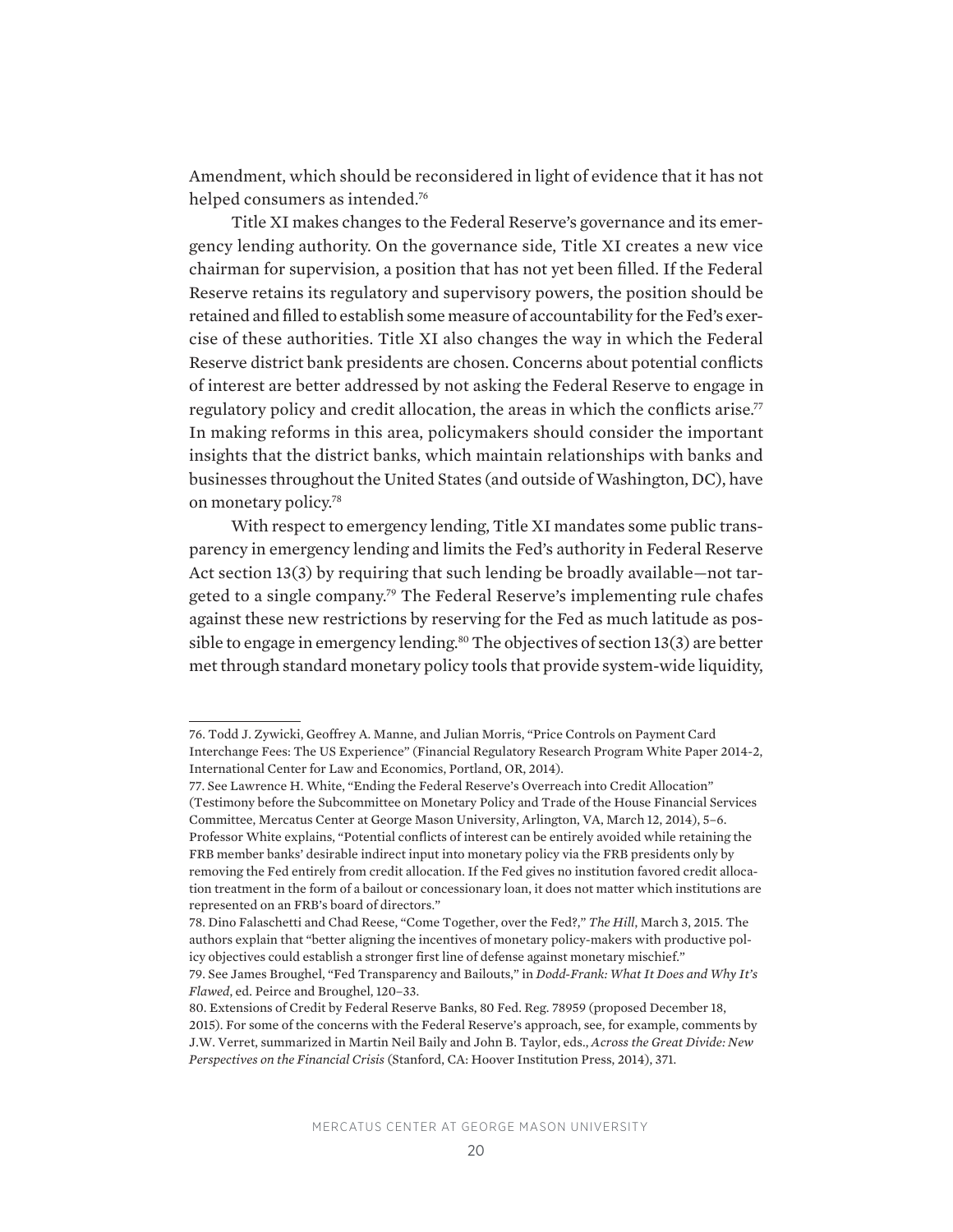Amendment, which should be reconsidered in light of evidence that it has not helped consumers as intended.[76]

Title XI makes changes to the Federal Reserve's governance and its emergency lending authority. On the governance side, Title XI creates a new vice chairman for supervision, a position that has not yet been filled. If the Federal Reserve retains its regulatory and supervisory powers, the position should be retained and filled to establish some measure of accountability for the Fed's exercise of these authorities. Title XI also changes the way in which the Federal Reserve district bank presidents are chosen. Concerns about potential conflicts of interest are better addressed by not asking the Federal Reserve to engage in regulatory policy and credit allocation, the areas in which the conflicts arise.[77] In making reforms in this area, policymakers should consider the important insights that the district banks, which maintain relationships with banks and businesses throughout the United States (and outside of Washington, DC), have on monetary policy.[78]

With respect to emergency lending, Title XI mandates some public transparency in emergency lending and limits the Fed's authority in Federal Reserve Act section 13(3) by requiring that such lending be broadly available—not targeted to a single company.[79] The Federal Reserve's implementing rule chafes against these new restrictions by reserving for the Fed as much latitude as possible to engage in emergency lending.[80] The objectives of section 13(3) are better met through standard monetary policy tools that provide system-wide liquidity,

---

76. Todd J. Zywicki, Geoffrey A. Manne, and Julian Morris, "Price Controls on Payment Card Interchange Fees: The US Experience" (Financial Regulatory Research Program White Paper 2014-2, International Center for Law and Economics, Portland, OR, 2014).

77. See Lawrence H. White, "Ending the Federal Reserve's Overreach into Credit Allocation" (Testimony before the Subcommittee on Monetary Policy and Trade of the House Financial Services Committee, Mercatus Center at George Mason University, Arlington, VA, March 12, 2014), 5–6. Professor White explains, "Potential conflicts of interest can be entirely avoided while retaining the FRB member banks' desirable indirect input into monetary policy via the FRB presidents only by removing the Fed entirely from credit allocation. If the Fed gives no institution favored credit allocation treatment in the form of a bailout or concessionary loan, it does not matter which institutions are represented on an FRB's board of directors."

78. Dino Falaschetti and Chad Reese, "Come Together, over the Fed?," *The Hill*, March 3, 2015. The authors explain that "better aligning the incentives of monetary policy-makers with productive policy objectives could establish a stronger first line of defense against monetary mischief."

79. See James Broughel, "Fed Transparency and Bailouts," in *Dodd-Frank: What It Does and Why It's Flawed*, ed. Peirce and Broughel, 120–33.

80. Extensions of Credit by Federal Reserve Banks, 80 Fed. Reg. 78959 (proposed December 18, 2015). For some of the concerns with the Federal Reserve's approach, see, for example, comments by J.W. Verret, summarized in Martin Neil Baily and John B. Taylor, eds., *Across the Great Divide: New Perspectives on the Financial Crisis* (Stanford, CA: Hoover Institution Press, 2014), 371.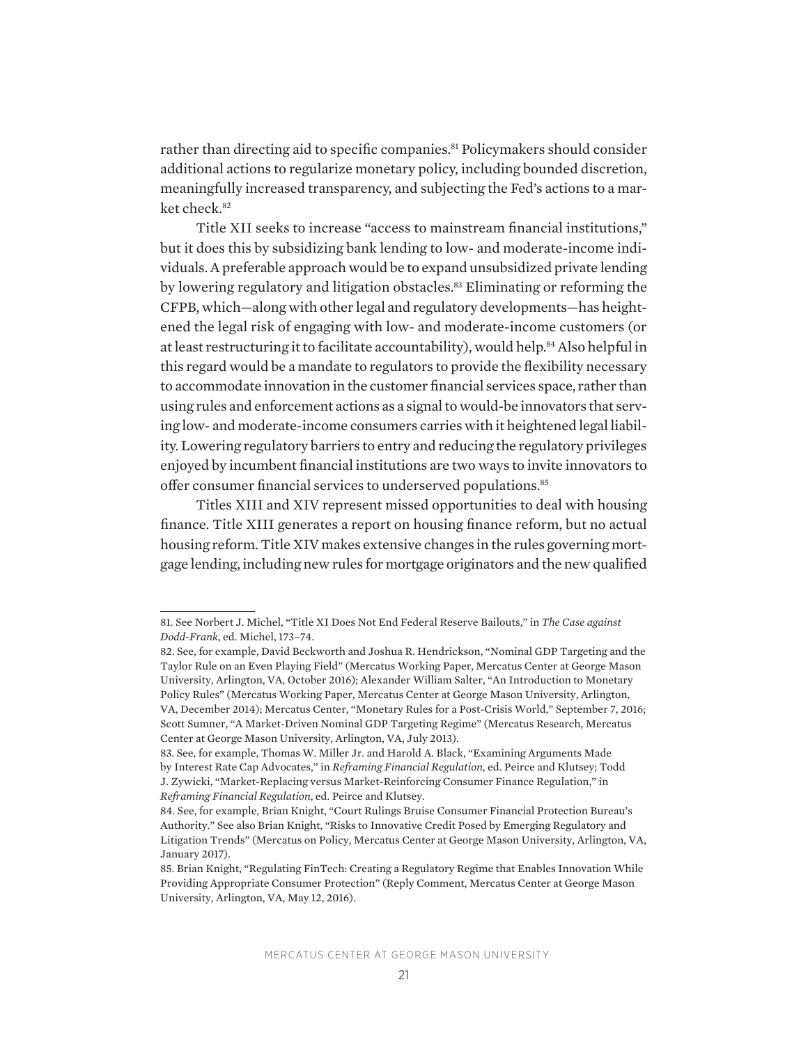rather than directing aid to specific companies.[81] Policymakers should consider additional actions to regularize monetary policy, including bounded discretion, meaningfully increased transparency, and subjecting the Fed's actions to a market check.[82]

Title XII seeks to increase "access to mainstream financial institutions," but it does this by subsidizing bank lending to low- and moderate-income individuals. A preferable approach would be to expand unsubsidized private lending by lowering regulatory and litigation obstacles.[83] Eliminating or reforming the CFPB, which—along with other legal and regulatory developments—has heightened the legal risk of engaging with low- and moderate-income customers (or at least restructuring it to facilitate accountability), would help.[84] Also helpful in this regard would be a mandate to regulators to provide the flexibility necessary to accommodate innovation in the customer financial services space, rather than using rules and enforcement actions as a signal to would-be innovators that serving low- and moderate-income consumers carries with it heightened legal liability. Lowering regulatory barriers to entry and reducing the regulatory privileges enjoyed by incumbent financial institutions are two ways to invite innovators to offer consumer financial services to underserved populations.[85]

Titles XIII and XIV represent missed opportunities to deal with housing finance. Title XIII generates a report on housing finance reform, but no actual housing reform. Title XIV makes extensive changes in the rules governing mortgage lending, including new rules for mortgage originators and the new qualified

---

81. See Norbert J. Michel, "Title XI Does Not End Federal Reserve Bailouts," in *The Case against Dodd-Frank*, ed. Michel, 173–74.

82. See, for example, David Beckworth and Joshua R. Hendrickson, "Nominal GDP Targeting and the Taylor Rule on an Even Playing Field" (Mercatus Working Paper, Mercatus Center at George Mason University, Arlington, VA, October 2016); Alexander William Salter, "An Introduction to Monetary Policy Rules" (Mercatus Working Paper, Mercatus Center at George Mason University, Arlington, VA, December 2014); Mercatus Center, "Monetary Rules for a Post-Crisis World," September 7, 2016; Scott Sumner, "A Market-Driven Nominal GDP Targeting Regime" (Mercatus Research, Mercatus Center at George Mason University, Arlington, VA, July 2013).

83. See, for example, Thomas W. Miller Jr. and Harold A. Black, "Examining Arguments Made by Interest Rate Cap Advocates," in *Reframing Financial Regulation*, ed. Peirce and Klutsey; Todd J. Zywicki, "Market-Replacing versus Market-Reinforcing Consumer Finance Regulation," in *Reframing Financial Regulation*, ed. Peirce and Klutsey.

84. See, for example, Brian Knight, "Court Rulings Bruise Consumer Financial Protection Bureau's Authority." See also Brian Knight, "Risks to Innovative Credit Posed by Emerging Regulatory and Litigation Trends" (Mercatus on Policy, Mercatus Center at George Mason University, Arlington, VA, January 2017).

85. Brian Knight, "Regulating FinTech: Creating a Regulatory Regime that Enables Innovation While Providing Appropriate Consumer Protection" (Reply Comment, Mercatus Center at George Mason University, Arlington, VA, May 12, 2016).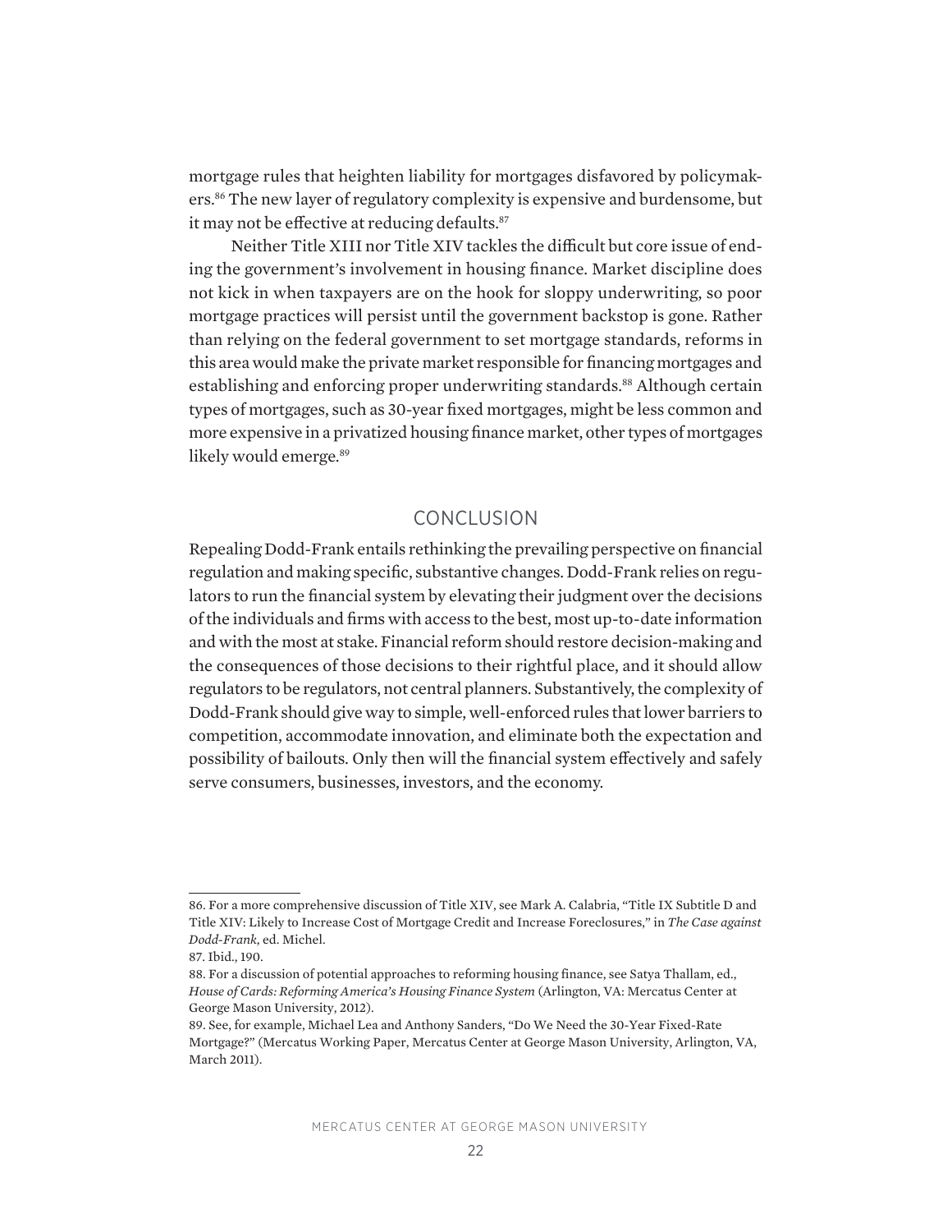mortgage rules that heighten liability for mortgages disfavored by policymakers.[86] The new layer of regulatory complexity is expensive and burdensome, but it may not be effective at reducing defaults.[87]

Neither Title XIII nor Title XIV tackles the difficult but core issue of ending the government's involvement in housing finance. Market discipline does not kick in when taxpayers are on the hook for sloppy underwriting, so poor mortgage practices will persist until the government backstop is gone. Rather than relying on the federal government to set mortgage standards, reforms in this area would make the private market responsible for financing mortgages and establishing and enforcing proper underwriting standards.[88] Although certain types of mortgages, such as 30-year fixed mortgages, might be less common and more expensive in a privatized housing finance market, other types of mortgages likely would emerge.[89]

## CONCLUSION

Repealing Dodd-Frank entails rethinking the prevailing perspective on financial regulation and making specific, substantive changes. Dodd-Frank relies on regulators to run the financial system by elevating their judgment over the decisions of the individuals and firms with access to the best, most up-to-date information and with the most at stake. Financial reform should restore decision-making and the consequences of those decisions to their rightful place, and it should allow regulators to be regulators, not central planners. Substantively, the complexity of Dodd-Frank should give way to simple, well-enforced rules that lower barriers to competition, accommodate innovation, and eliminate both the expectation and possibility of bailouts. Only then will the financial system effectively and safely serve consumers, businesses, investors, and the economy.

---

86. For a more comprehensive discussion of Title XIV, see Mark A. Calabria, "Title IX Subtitle D and Title XIV: Likely to Increase Cost of Mortgage Credit and Increase Foreclosures," in *The Case against Dodd-Frank*, ed. Michel.

87. Ibid., 190.

88. For a discussion of potential approaches to reforming housing finance, see Satya Thallam, ed., *House of Cards: Reforming America's Housing Finance System* (Arlington, VA: Mercatus Center at George Mason University, 2012).

89. See, for example, Michael Lea and Anthony Sanders, "Do We Need the 30-Year Fixed-Rate Mortgage?" (Mercatus Working Paper, Mercatus Center at George Mason University, Arlington, VA, March 2011).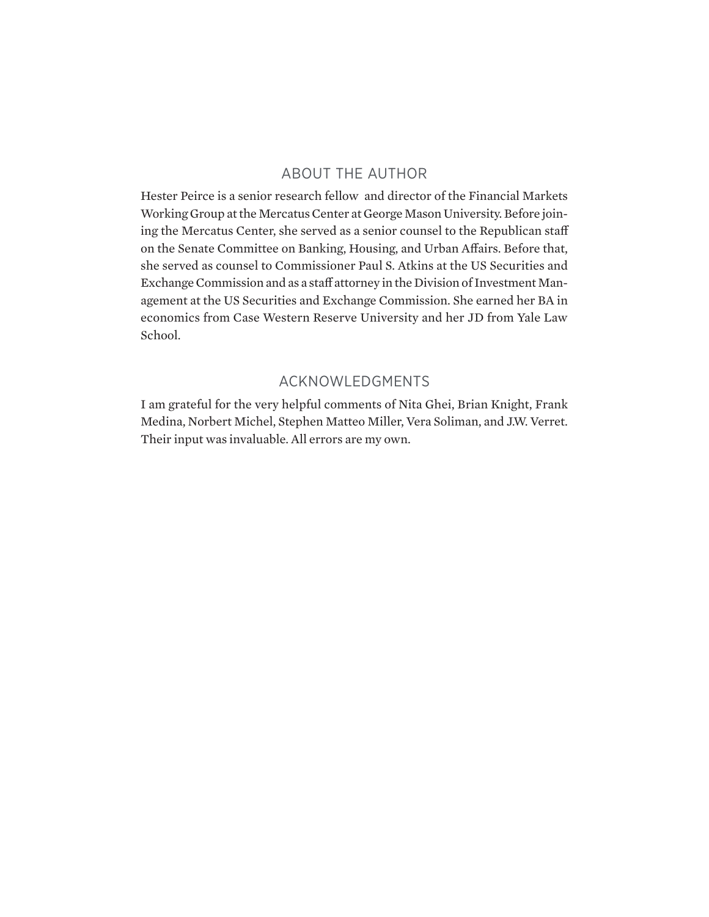## ABOUT THE AUTHOR

Hester Peirce is a senior research fellow and director of the Financial Markets Working Group at the Mercatus Center at George Mason University. Before joining the Mercatus Center, she served as a senior counsel to the Republican staff on the Senate Committee on Banking, Housing, and Urban Affairs. Before that, she served as counsel to Commissioner Paul S. Atkins at the US Securities and Exchange Commission and as a staff attorney in the Division of Investment Management at the US Securities and Exchange Commission. She earned her BA in economics from Case Western Reserve University and her JD from Yale Law School.

## ACKNOWLEDGMENTS

I am grateful for the very helpful comments of Nita Ghei, Brian Knight, Frank Medina, Norbert Michel, Stephen Matteo Miller, Vera Soliman, and J.W. Verret. Their input was invaluable. All errors are my own.